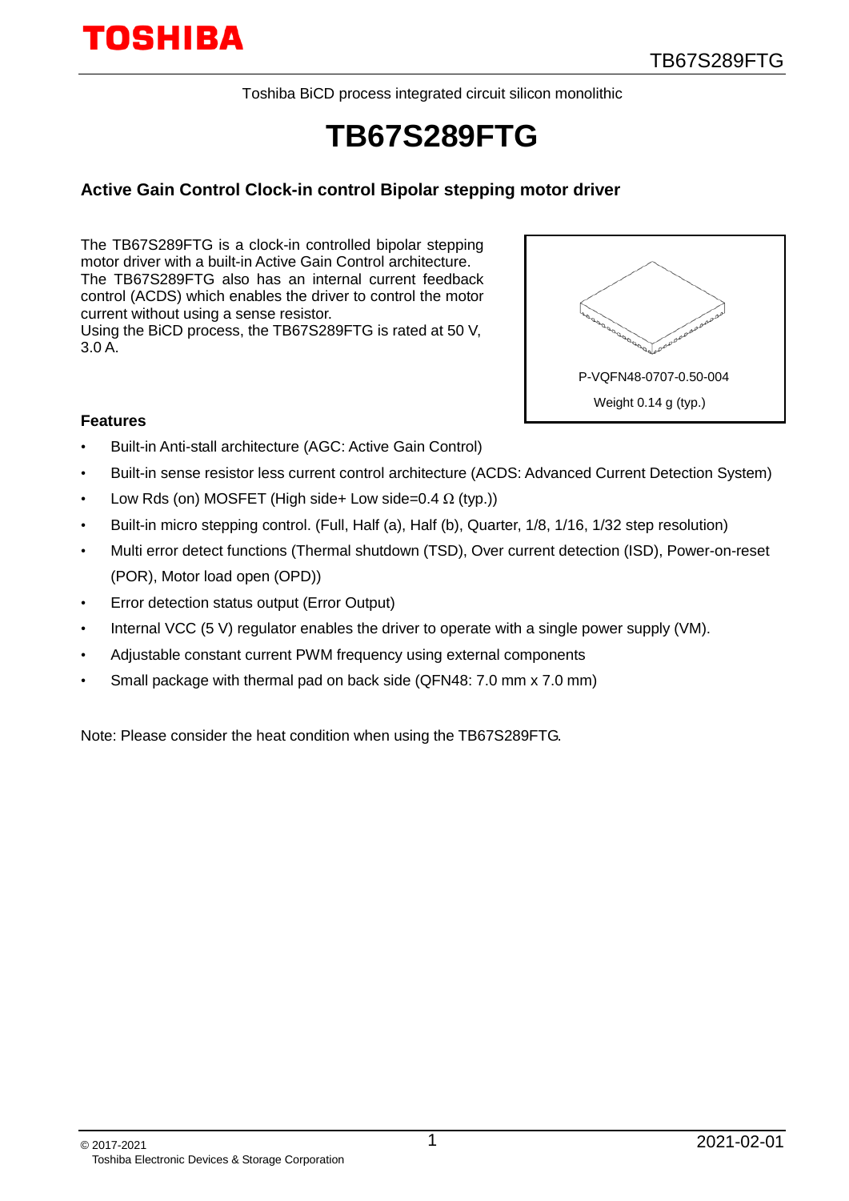Toshiba BiCD process integrated circuit silicon monolithic

# TB67S289FTG

## Active Gain Control Clock-in control Bipolar stepping motor driver

The TB67S289FTG is a clock-in controlled bipolar stepping motor driver with a built-in Active Gain Control architecture. The TB67S289FTG also has an internal current feedback control (ACDS) which enables the driver to control the motor current without using a sense resistor.
Using the BiCD process, the TB67S289FTG is rated at 50 V, 3.0 A.

P-VQFN48-0707-0.50-004

Weight 0.14 g (typ.)

### Features

- Built-in Anti-stall architecture (AGC: Active Gain Control)
- Built-in sense resistor less current control architecture (ACDS: Advanced Current Detection System)
- Low Rds (on) MOSFET (High side+ Low side=0.4 Ω (typ.))
- Built-in micro stepping control. (Full, Half (a), Half (b), Quarter, 1/8, 1/16, 1/32 step resolution)
- Multi error detect functions (Thermal shutdown (TSD), Over current detection (ISD), Power-on-reset (POR), Motor load open (OPD))
- Error detection status output (Error Output)
- Internal VCC (5 V) regulator enables the driver to operate with a single power supply (VM).
- Adjustable constant current PWM frequency using external components
- Small package with thermal pad on back side (QFN48: 7.0 mm x 7.0 mm)

Note: Please consider the heat condition when using the TB67S289FTG.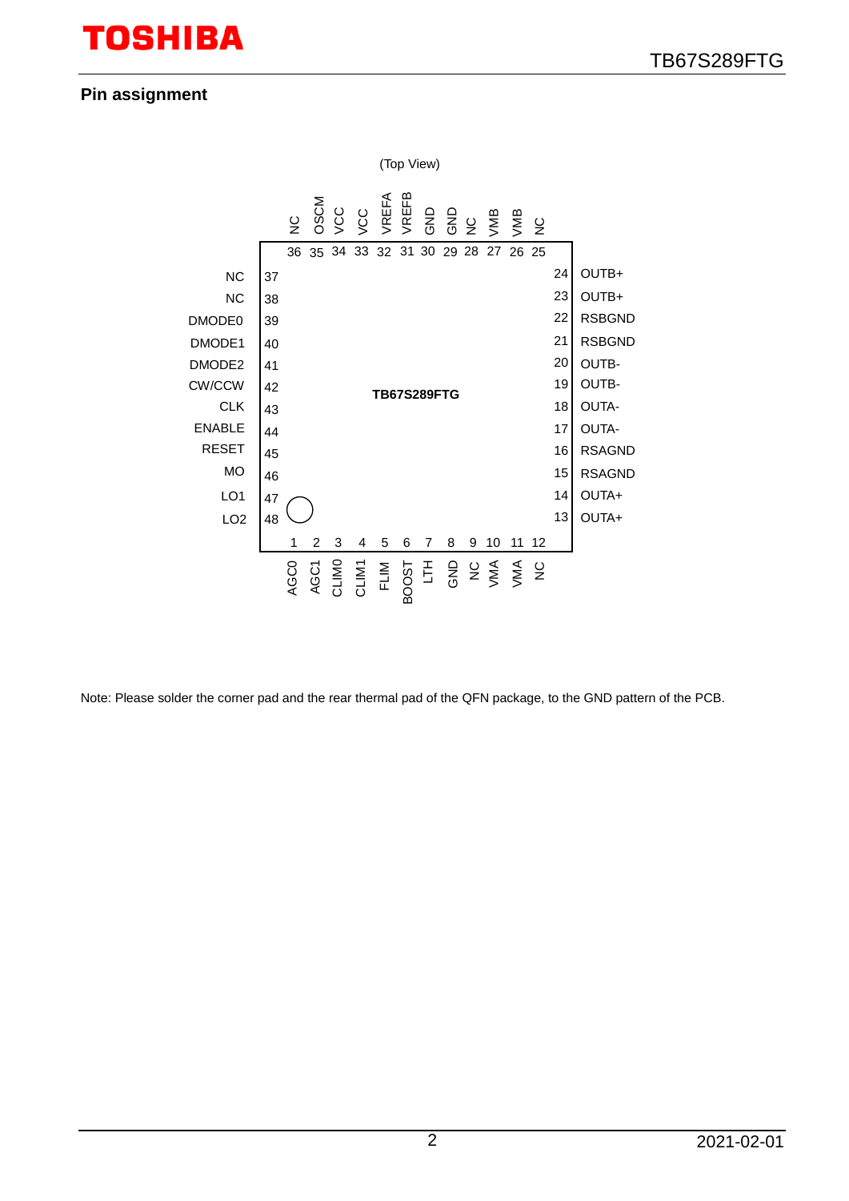## Pin assignment

(Top View)

| Pin No. | Pin name |
|---|---|
| 1 | AGC0 |
| 2 | AGC1 |
| 3 | CLIM0 |
| 4 | CLIM1 |
| 5 | FLIM |
| 6 | BOOST |
| 7 | LTH |
| 8 | GND |
| 9 | NC |
| 10 | VMA |
| 11 | VMA |
| 12 | NC |
| 13 | OUTA+ |
| 14 | OUTA+ |
| 15 | RSAGND |
| 16 | RSAGND |
| 17 | OUTA- |
| 18 | OUTA- |
| 19 | OUTB- |
| 20 | OUTB- |
| 21 | RSBGND |
| 22 | RSBGND |
| 23 | OUTB+ |
| 24 | OUTB+ |
| 25 | NC |
| 26 | VMB |
| 27 | VMB |
| 28 | NC |
| 29 | GND |
| 30 | GND |
| 31 | VREFB |
| 32 | VREFA |
| 33 | VCC |
| 34 | VCC |
| 35 | OSCM |
| 36 | NC |
| 37 | NC |
| 38 | NC |
| 39 | DMODE0 |
| 40 | DMODE1 |
| 41 | DMODE2 |
| 42 | CW/CCW |
| 43 | CLK |
| 44 | ENABLE |
| 45 | RESET |
| 46 | MO |
| 47 | LO1 |
| 48 | LO2 |

TB67S289FTG

Note: Please solder the corner pad and the rear thermal pad of the QFN package, to the GND pattern of the PCB.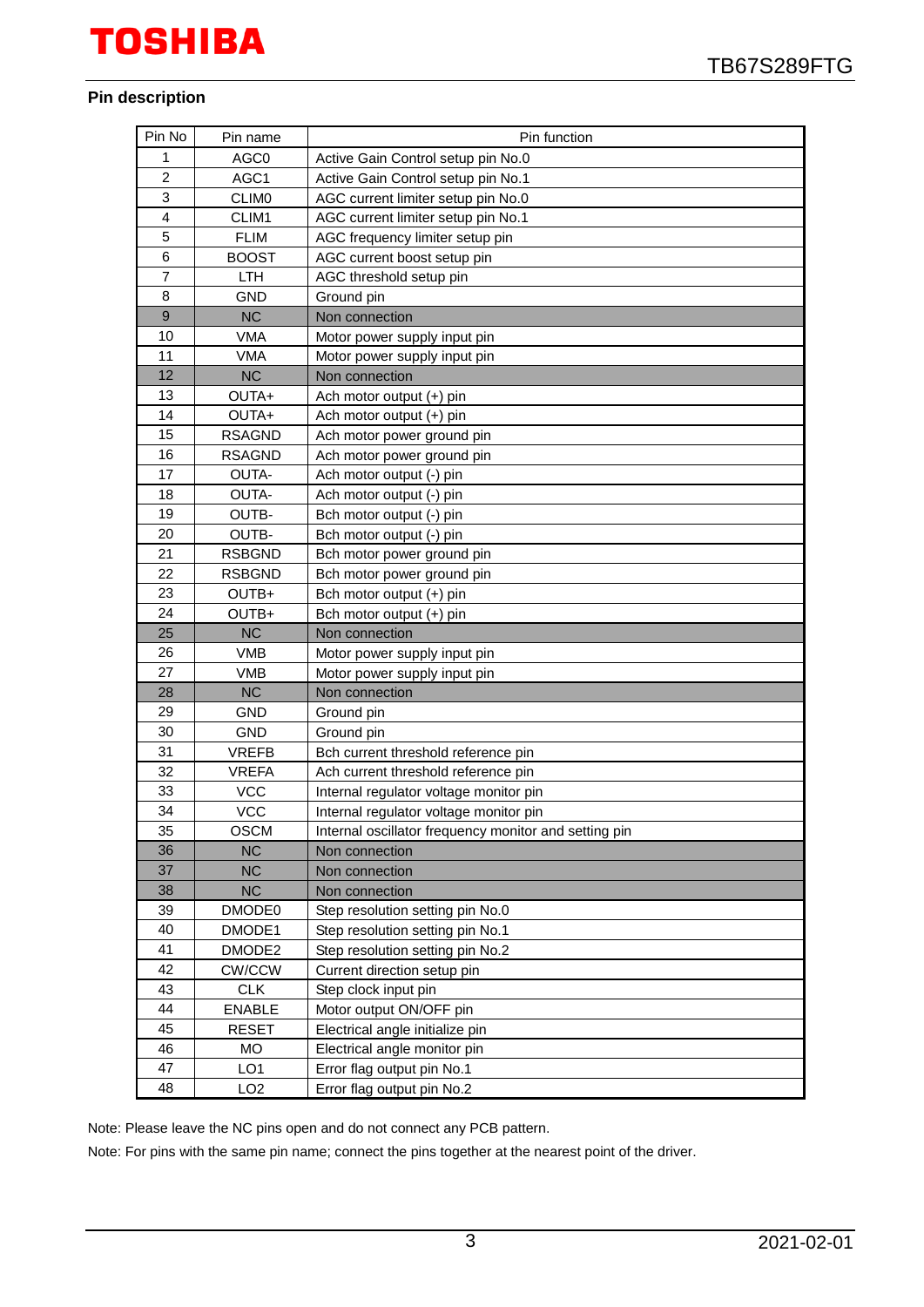## Pin description

| Pin No | Pin name | Pin function |
|---|---|---|
| 1 | AGC0 | Active Gain Control setup pin No.0 |
| 2 | AGC1 | Active Gain Control setup pin No.1 |
| 3 | CLIM0 | AGC current limiter setup pin No.0 |
| 4 | CLIM1 | AGC current limiter setup pin No.1 |
| 5 | FLIM | AGC frequency limiter setup pin |
| 6 | BOOST | AGC current boost setup pin |
| 7 | LTH | AGC threshold setup pin |
| 8 | GND | Ground pin |
| 9 | NC | Non connection |
| 10 | VMA | Motor power supply input pin |
| 11 | VMA | Motor power supply input pin |
| 12 | NC | Non connection |
| 13 | OUTA+ | Ach motor output (+) pin |
| 14 | OUTA+ | Ach motor output (+) pin |
| 15 | RSAGND | Ach motor power ground pin |
| 16 | RSAGND | Ach motor power ground pin |
| 17 | OUTA- | Ach motor output (-) pin |
| 18 | OUTA- | Ach motor output (-) pin |
| 19 | OUTB- | Bch motor output (-) pin |
| 20 | OUTB- | Bch motor output (-) pin |
| 21 | RSBGND | Bch motor power ground pin |
| 22 | RSBGND | Bch motor power ground pin |
| 23 | OUTB+ | Bch motor output (+) pin |
| 24 | OUTB+ | Bch motor output (+) pin |
| 25 | NC | Non connection |
| 26 | VMB | Motor power supply input pin |
| 27 | VMB | Motor power supply input pin |
| 28 | NC | Non connection |
| 29 | GND | Ground pin |
| 30 | GND | Ground pin |
| 31 | VREFB | Bch current threshold reference pin |
| 32 | VREFA | Ach current threshold reference pin |
| 33 | VCC | Internal regulator voltage monitor pin |
| 34 | VCC | Internal regulator voltage monitor pin |
| 35 | OSCM | Internal oscillator frequency monitor and setting pin |
| 36 | NC | Non connection |
| 37 | NC | Non connection |
| 38 | NC | Non connection |
| 39 | DMODE0 | Step resolution setting pin No.0 |
| 40 | DMODE1 | Step resolution setting pin No.1 |
| 41 | DMODE2 | Step resolution setting pin No.2 |
| 42 | CW/CCW | Current direction setup pin |
| 43 | CLK | Step clock input pin |
| 44 | ENABLE | Motor output ON/OFF pin |
| 45 | RESET | Electrical angle initialize pin |
| 46 | MO | Electrical angle monitor pin |
| 47 | LO1 | Error flag output pin No.1 |
| 48 | LO2 | Error flag output pin No.2 |

Note: Please leave the NC pins open and do not connect any PCB pattern.

Note: For pins with the same pin name; connect the pins together at the nearest point of the driver.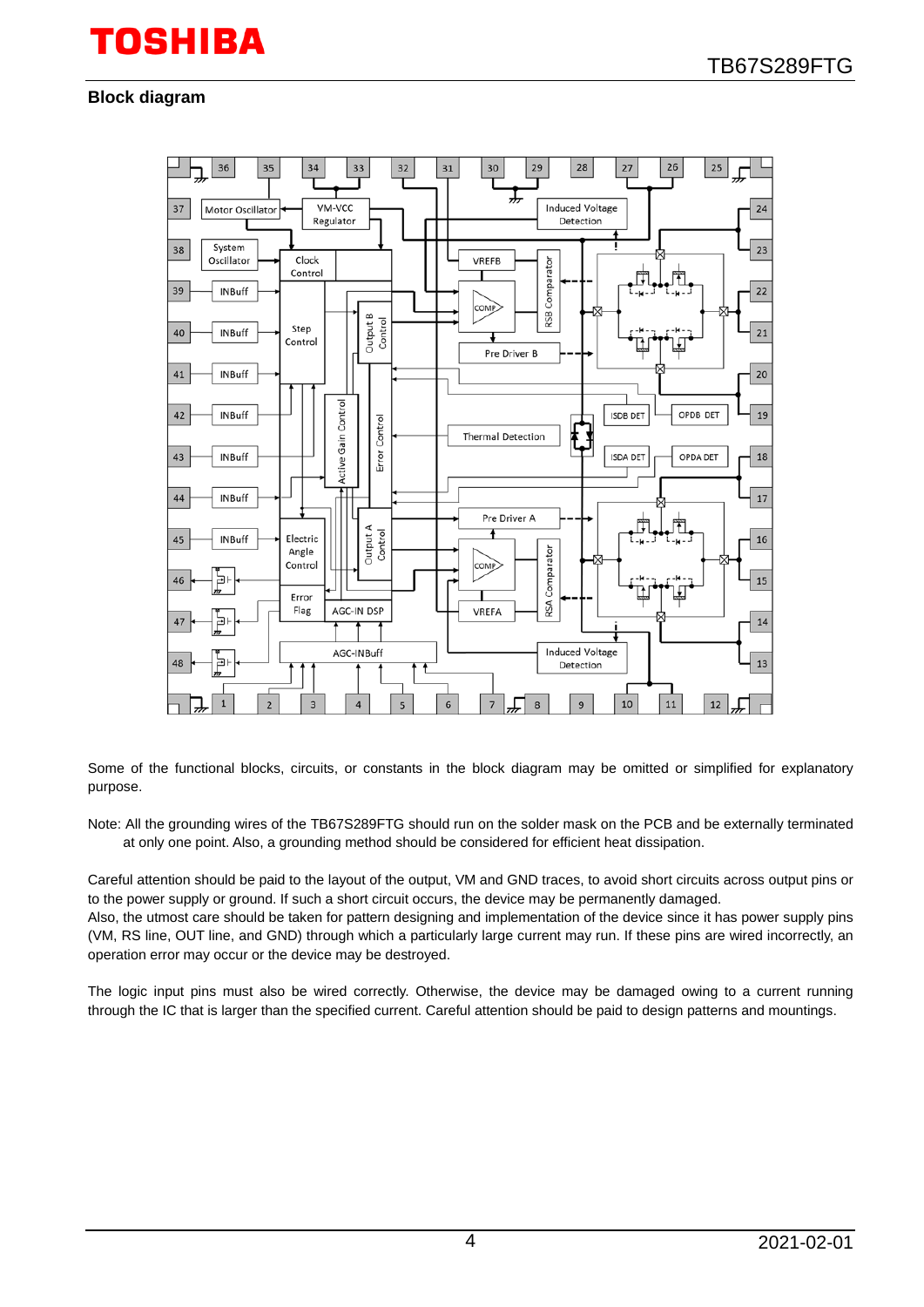## Block diagram

Some of the functional blocks, circuits, or constants in the block diagram may be omitted or simplified for explanatory purpose.

Note: All the grounding wires of the TB67S289FTG should run on the solder mask on the PCB and be externally terminated at only one point. Also, a grounding method should be considered for efficient heat dissipation.

Careful attention should be paid to the layout of the output, VM and GND traces, to avoid short circuits across output pins or to the power supply or ground. If such a short circuit occurs, the device may be permanently damaged.
Also, the utmost care should be taken for pattern designing and implementation of the device since it has power supply pins (VM, RS line, OUT line, and GND) through which a particularly large current may run. If these pins are wired incorrectly, an operation error may occur or the device may be destroyed.

The logic input pins must also be wired correctly. Otherwise, the device may be damaged owing to a current running through the IC that is larger than the specified current. Careful attention should be paid to design patterns and mountings.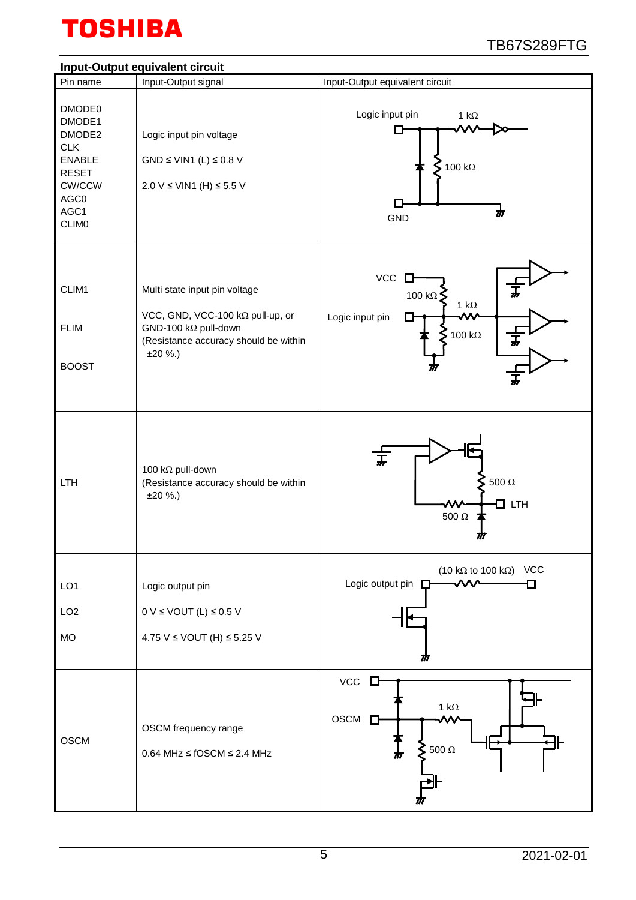## Input-Output equivalent circuit

| Pin name | Input-Output signal | Input-Output equivalent circuit |
|---|---|---|
| DMODE0<br>DMODE1<br>DMODE2<br>CLK<br>ENABLE<br>RESET<br>CW/CCW<br>AGC0<br>AGC1<br>CLIM0 | Logic input pin voltage<br><br>GND ≤ VIN1 (L) ≤ 0.8 V<br><br>2.0 V ≤ VIN1 (H) ≤ 5.5 V | Logic input pin, 1 kΩ, 100 kΩ, GND |
| CLIM1<br><br>FLIM<br><br>BOOST | Multi state input pin voltage<br><br>VCC, GND, VCC-100 kΩ pull-up, or GND-100 kΩ pull-down<br>(Resistance accuracy should be within ±20 %.) | VCC, 100 kΩ, 1 kΩ, Logic input pin, 100 kΩ |
| LTH | 100 kΩ pull-down<br>(Resistance accuracy should be within ±20 %.) | 500 Ω, LTH, 500 Ω |
| LO1<br><br>LO2<br><br>MO | Logic output pin<br><br>0 V ≤ VOUT (L) ≤ 0.5 V<br><br>4.75 V ≤ VOUT (H) ≤ 5.25 V | (10 kΩ to 100 kΩ) VCC, Logic output pin |
| OSCM | OSCM frequency range<br><br>0.64 MHz ≤ fOSCM ≤ 2.4 MHz | VCC, OSCM, 1 kΩ, 500 Ω |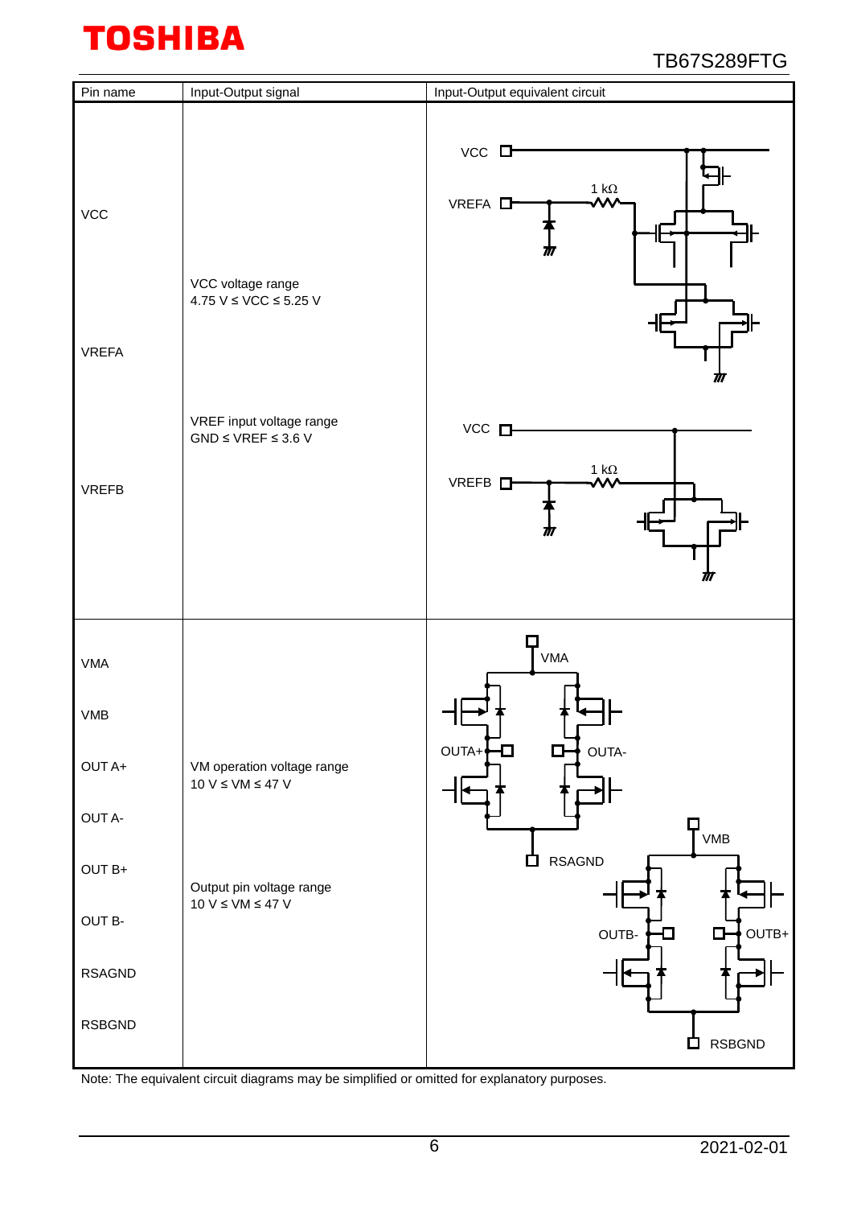| Pin name | Input-Output signal | Input-Output equivalent circuit |
|---|---|---|
| VCC<br>VREFA<br>VREFB | VCC voltage range<br>4.75 V ≤ VCC ≤ 5.25 V<br><br>VREF input voltage range<br>GND ≤ VREF ≤ 3.6 V | |
| VMA<br>VMB<br>OUT A+<br>OUT A-<br>OUT B+<br>OUT B-<br>RSAGND<br>RSBGND | VM operation voltage range<br>10 V ≤ VM ≤ 47 V<br><br>Output pin voltage range<br>10 V ≤ VM ≤ 47 V | |

Note: The equivalent circuit diagrams may be simplified or omitted for explanatory purposes.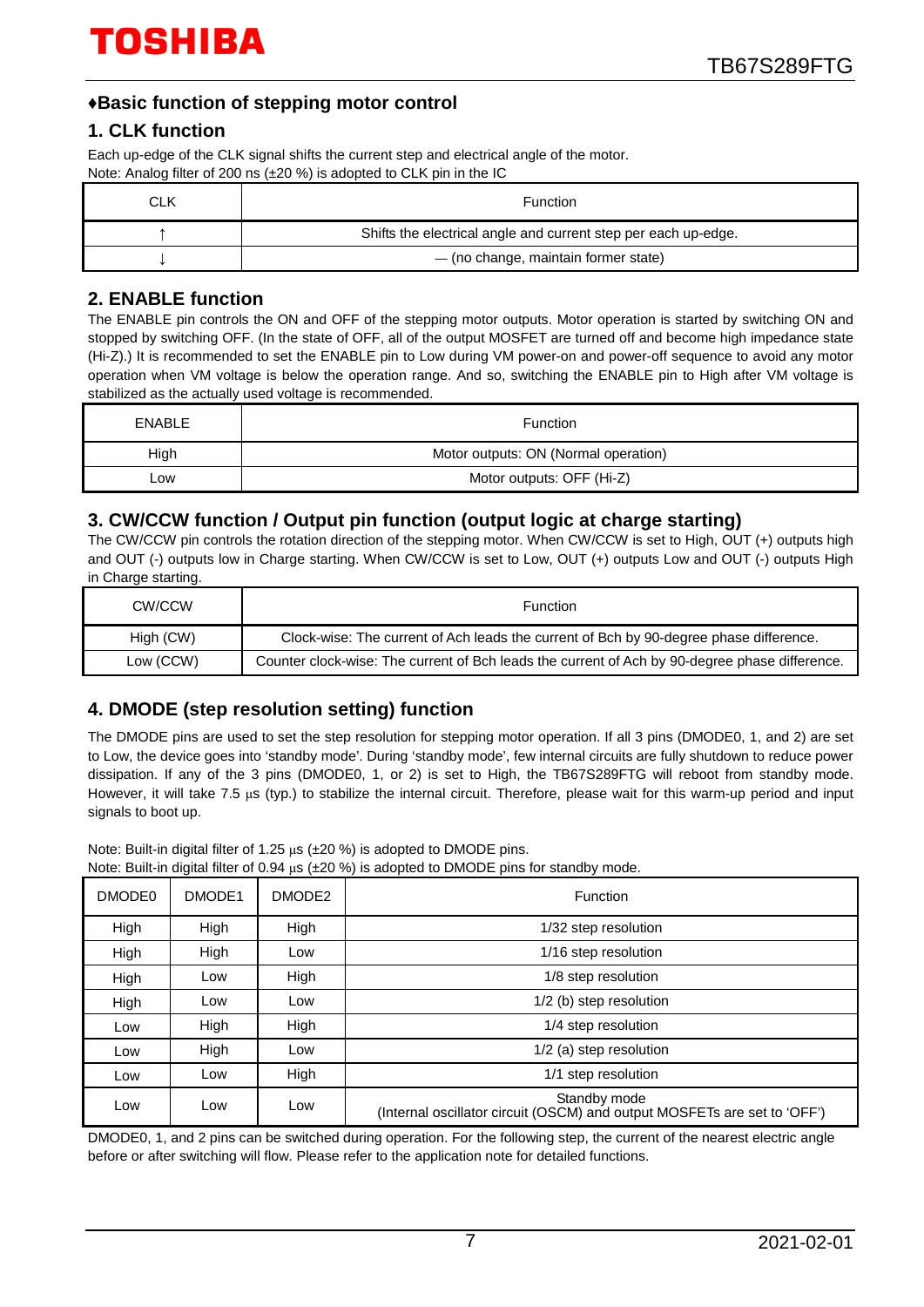## ♦Basic function of stepping motor control

### 1. CLK function

Each up-edge of the CLK signal shifts the current step and electrical angle of the motor.
Note: Analog filter of 200 ns (±20 %) is adopted to CLK pin in the IC

| CLK | Function |
|---|---|
| ↑ | Shifts the electrical angle and current step per each up-edge. |
| ↓ | — (no change, maintain former state) |

### 2. ENABLE function

The ENABLE pin controls the ON and OFF of the stepping motor outputs. Motor operation is started by switching ON and stopped by switching OFF. (In the state of OFF, all of the output MOSFET are turned off and become high impedance state (Hi-Z).) It is recommended to set the ENABLE pin to Low during VM power-on and power-off sequence to avoid any motor operation when VM voltage is below the operation range. And so, switching the ENABLE pin to High after VM voltage is stabilized as the actually used voltage is recommended.

| ENABLE | Function |
|---|---|
| High | Motor outputs: ON (Normal operation) |
| Low | Motor outputs: OFF (Hi-Z) |

### 3. CW/CCW function / Output pin function (output logic at charge starting)

The CW/CCW pin controls the rotation direction of the stepping motor. When CW/CCW is set to High, OUT (+) outputs high and OUT (-) outputs low in Charge starting. When CW/CCW is set to Low, OUT (+) outputs Low and OUT (-) outputs High in Charge starting.

| CW/CCW | Function |
|---|---|
| High (CW) | Clock-wise: The current of Ach leads the current of Bch by 90-degree phase difference. |
| Low (CCW) | Counter clock-wise: The current of Bch leads the current of Ach by 90-degree phase difference. |

### 4. DMODE (step resolution setting) function

The DMODE pins are used to set the step resolution for stepping motor operation. If all 3 pins (DMODE0, 1, and 2) are set to Low, the device goes into 'standby mode'. During 'standby mode', few internal circuits are fully shutdown to reduce power dissipation. If any of the 3 pins (DMODE0, 1, or 2) is set to High, the TB67S289FTG will reboot from standby mode. However, it will take 7.5 µs (typ.) to stabilize the internal circuit. Therefore, please wait for this warm-up period and input signals to boot up.

Note: Built-in digital filter of 1.25 µs (±20 %) is adopted to DMODE pins.
Note: Built-in digital filter of 0.94 µs (±20 %) is adopted to DMODE pins for standby mode.

| DMODE0 | DMODE1 | DMODE2 | Function |
|---|---|---|---|
| High | High | High | 1/32 step resolution |
| High | High | Low | 1/16 step resolution |
| High | Low | High | 1/8 step resolution |
| High | Low | Low | 1/2 (b) step resolution |
| Low | High | High | 1/4 step resolution |
| Low | High | Low | 1/2 (a) step resolution |
| Low | Low | High | 1/1 step resolution |
| Low | Low | Low | Standby mode<br>(Internal oscillator circuit (OSCM) and output MOSFETs are set to 'OFF') |

DMODE0, 1, and 2 pins can be switched during operation. For the following step, the current of the nearest electric angle before or after switching will flow. Please refer to the application note for detailed functions.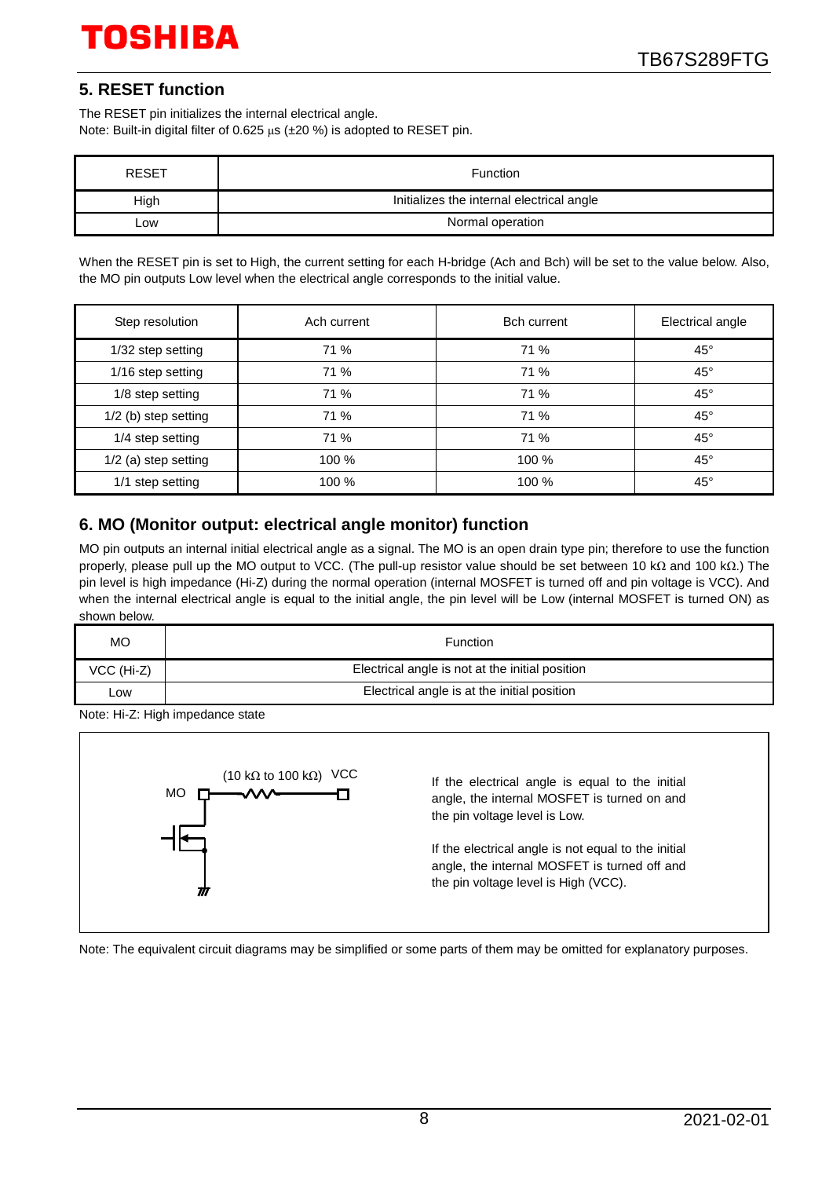## 5. RESET function

The RESET pin initializes the internal electrical angle.
Note: Built-in digital filter of 0.625 μs (±20 %) is adopted to RESET pin.

| RESET | Function |
|---|---|
| High | Initializes the internal electrical angle |
| Low | Normal operation |

When the RESET pin is set to High, the current setting for each H-bridge (Ach and Bch) will be set to the value below. Also, the MO pin outputs Low level when the electrical angle corresponds to the initial value.

| Step resolution | Ach current | Bch current | Electrical angle |
|---|---|---|---|
| 1/32 step setting | 71 % | 71 % | 45° |
| 1/16 step setting | 71 % | 71 % | 45° |
| 1/8 step setting | 71 % | 71 % | 45° |
| 1/2 (b) step setting | 71 % | 71 % | 45° |
| 1/4 step setting | 71 % | 71 % | 45° |
| 1/2 (a) step setting | 100 % | 100 % | 45° |
| 1/1 step setting | 100 % | 100 % | 45° |

## 6. MO (Monitor output: electrical angle monitor) function

MO pin outputs an internal initial electrical angle as a signal. The MO is an open drain type pin; therefore to use the function properly, please pull up the MO output to VCC. (The pull-up resistor value should be set between 10 kΩ and 100 kΩ.) The pin level is high impedance (Hi-Z) during the normal operation (internal MOSFET is turned off and pin voltage is VCC). And when the internal electrical angle is equal to the initial angle, the pin level will be Low (internal MOSFET is turned ON) as shown below.

| MO | Function |
|---|---|
| VCC (Hi-Z) | Electrical angle is not at the initial position |
| Low | Electrical angle is at the initial position |

Note: Hi-Z: High impedance state

MO (10 kΩ to 100 kΩ) VCC

If the electrical angle is equal to the initial angle, the internal MOSFET is turned on and the pin voltage level is Low.

If the electrical angle is not equal to the initial angle, the internal MOSFET is turned off and the pin voltage level is High (VCC).

Note: The equivalent circuit diagrams may be simplified or some parts of them may be omitted for explanatory purposes.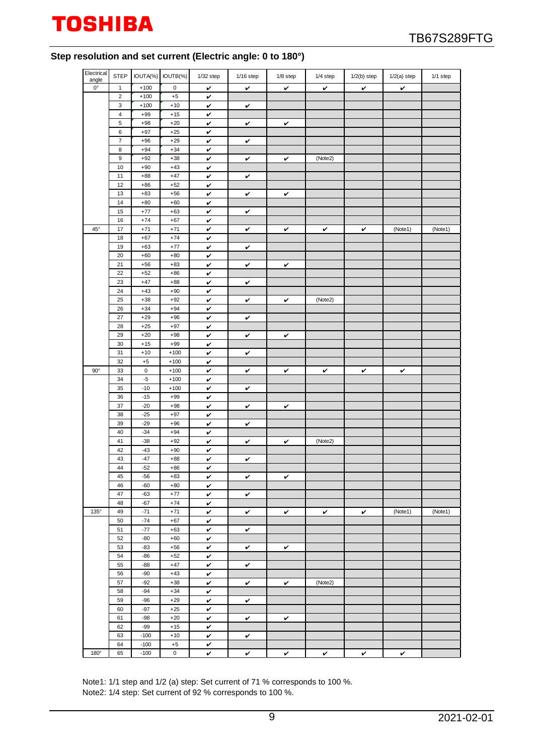## Step resolution and set current (Electric angle: 0 to 180°)

| Electrical angle | STEP | IOUTA(%) | IOUTB(%) | 1/32 step | 1/16 step | 1/8 step | 1/4 step | 1/2(b) step | 1/2(a) step | 1/1 step |
|---|---|---|---|---|---|---|---|---|---|---|
| 0° | 1 | +100 | 0 | ✔ | ✔ | ✔ | ✔ | ✔ | ✔ | |
| | 2 | +100 | +5 | ✔ | | | | | | |
| | 3 | +100 | +10 | ✔ | ✔ | | | | | |
| | 4 | +99 | +15 | ✔ | | | | | | |
| | 5 | +98 | +20 | ✔ | ✔ | ✔ | | | | |
| | 6 | +97 | +25 | ✔ | | | | | | |
| | 7 | +96 | +29 | ✔ | ✔ | | | | | |
| | 8 | +94 | +34 | ✔ | | | | | | |
| | 9 | +92 | +38 | ✔ | ✔ | ✔ | (Note2) | | | |
| | 10 | +90 | +43 | ✔ | | | | | | |
| | 11 | +88 | +47 | ✔ | ✔ | | | | | |
| | 12 | +86 | +52 | ✔ | | | | | | |
| | 13 | +83 | +56 | ✔ | ✔ | ✔ | | | | |
| | 14 | +80 | +60 | ✔ | | | | | | |
| | 15 | +77 | +63 | ✔ | ✔ | | | | | |
| | 16 | +74 | +67 | ✔ | | | | | | |
| 45° | 17 | +71 | +71 | ✔ | ✔ | ✔ | ✔ | ✔ | (Note1) | (Note1) |
| | 18 | +67 | +74 | ✔ | | | | | | |
| | 19 | +63 | +77 | ✔ | ✔ | | | | | |
| | 20 | +60 | +80 | ✔ | | | | | | |
| | 21 | +56 | +83 | ✔ | ✔ | ✔ | | | | |
| | 22 | +52 | +86 | ✔ | | | | | | |
| | 23 | +47 | +88 | ✔ | ✔ | | | | | |
| | 24 | +43 | +90 | ✔ | | | | | | |
| | 25 | +38 | +92 | ✔ | ✔ | ✔ | (Note2) | | | |
| | 26 | +34 | +94 | ✔ | | | | | | |
| | 27 | +29 | +96 | ✔ | ✔ | | | | | |
| | 28 | +25 | +97 | ✔ | | | | | | |
| | 29 | +20 | +98 | ✔ | ✔ | ✔ | | | | |
| | 30 | +15 | +99 | ✔ | | | | | | |
| | 31 | +10 | +100 | ✔ | ✔ | | | | | |
| | 32 | +5 | +100 | ✔ | | | | | | |
| 90° | 33 | 0 | +100 | ✔ | ✔ | ✔ | ✔ | ✔ | ✔ | |
| | 34 | -5 | +100 | ✔ | | | | | | |
| | 35 | -10 | +100 | ✔ | ✔ | | | | | |
| | 36 | -15 | +99 | ✔ | | | | | | |
| | 37 | -20 | +98 | ✔ | ✔ | ✔ | | | | |
| | 38 | -25 | +97 | ✔ | | | | | | |
| | 39 | -29 | +96 | ✔ | ✔ | | | | | |
| | 40 | -34 | +94 | ✔ | | | | | | |
| | 41 | -38 | +92 | ✔ | ✔ | ✔ | (Note2) | | | |
| | 42 | -43 | +90 | ✔ | | | | | | |
| | 43 | -47 | +88 | ✔ | ✔ | | | | | |
| | 44 | -52 | +86 | ✔ | | | | | | |
| | 45 | -56 | +83 | ✔ | ✔ | ✔ | | | | |
| | 46 | -60 | +80 | ✔ | | | | | | |
| | 47 | -63 | +77 | ✔ | ✔ | | | | | |
| | 48 | -67 | +74 | ✔ | | | | | | |
| 135° | 49 | -71 | +71 | ✔ | ✔ | ✔ | ✔ | ✔ | (Note1) | (Note1) |
| | 50 | -74 | +67 | ✔ | | | | | | |
| | 51 | -77 | +63 | ✔ | ✔ | | | | | |
| | 52 | -80 | +60 | ✔ | | | | | | |
| | 53 | -83 | +56 | ✔ | ✔ | ✔ | | | | |
| | 54 | -86 | +52 | ✔ | | | | | | |
| | 55 | -88 | +47 | ✔ | ✔ | | | | | |
| | 56 | -90 | +43 | ✔ | | | | | | |
| | 57 | -92 | +38 | ✔ | ✔ | ✔ | (Note2) | | | |
| | 58 | -94 | +34 | ✔ | | | | | | |
| | 59 | -96 | +29 | ✔ | ✔ | | | | | |
| | 60 | -97 | +25 | ✔ | | | | | | |
| | 61 | -98 | +20 | ✔ | ✔ | ✔ | | | | |
| | 62 | -99 | +15 | ✔ | | | | | | |
| | 63 | -100 | +10 | ✔ | ✔ | | | | | |
| | 64 | -100 | +5 | ✔ | | | | | | |
| 180° | 65 | -100 | 0 | ✔ | ✔ | ✔ | ✔ | ✔ | ✔ | |

Note1: 1/1 step and 1/2 (a) step: Set current of 71 % corresponds to 100 %.
Note2: 1/4 step: Set current of 92 % corresponds to 100 %.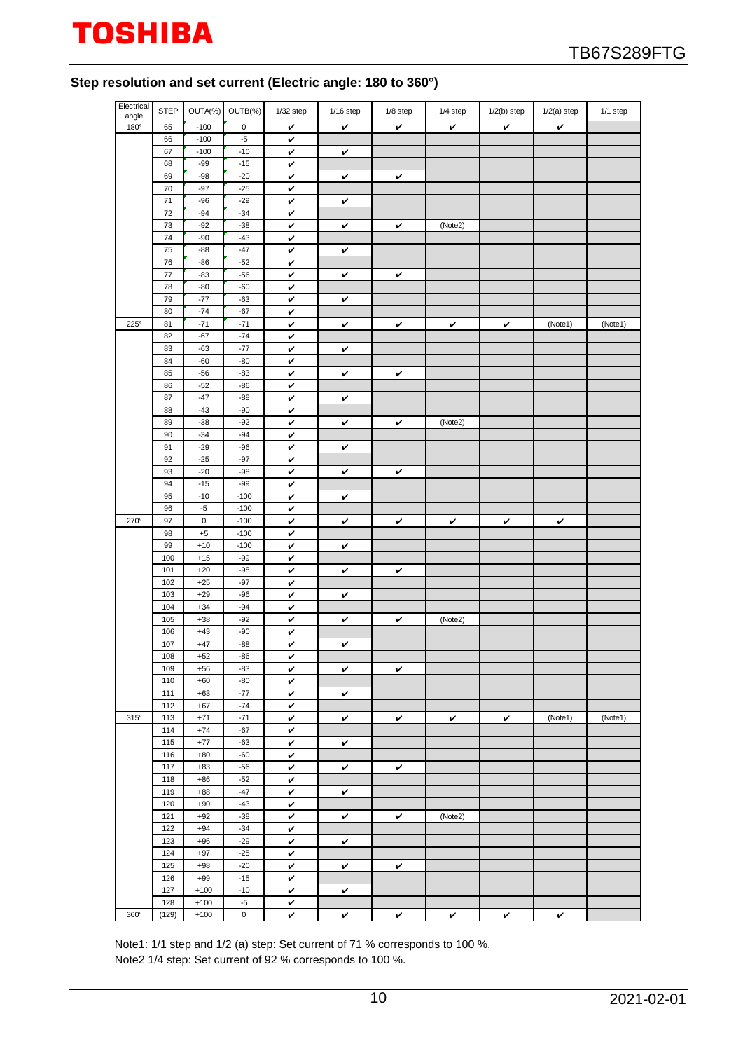### Step resolution and set current (Electric angle: 180 to 360°)

| Electrical angle | STEP | IOUTA(%) | IOUTB(%) | 1/32 step | 1/16 step | 1/8 step | 1/4 step | 1/2(b) step | 1/2(a) step | 1/1 step |
|---|---|---|---|---|---|---|---|---|---|---|
| 180° | 65 | -100 | 0 | ✔ | ✔ | ✔ | ✔ | ✔ | ✔ | |
| | 66 | -100 | -5 | ✔ | | | | | | |
| | 67 | -100 | -10 | ✔ | ✔ | | | | | |
| | 68 | -99 | -15 | ✔ | | | | | | |
| | 69 | -98 | -20 | ✔ | ✔ | ✔ | | | | |
| | 70 | -97 | -25 | ✔ | | | | | | |
| | 71 | -96 | -29 | ✔ | ✔ | | | | | |
| | 72 | -94 | -34 | ✔ | | | | | | |
| | 73 | -92 | -38 | ✔ | ✔ | ✔ | (Note2) | | | |
| | 74 | -90 | -43 | ✔ | | | | | | |
| | 75 | -88 | -47 | ✔ | ✔ | | | | | |
| | 76 | -86 | -52 | ✔ | | | | | | |
| | 77 | -83 | -56 | ✔ | ✔ | ✔ | | | | |
| | 78 | -80 | -60 | ✔ | | | | | | |
| | 79 | -77 | -63 | ✔ | ✔ | | | | | |
| | 80 | -74 | -67 | ✔ | | | | | | |
| 225° | 81 | -71 | -71 | ✔ | ✔ | ✔ | ✔ | ✔ | (Note1) | (Note1) |
| | 82 | -67 | -74 | ✔ | | | | | | |
| | 83 | -63 | -77 | ✔ | ✔ | | | | | |
| | 84 | -60 | -80 | ✔ | | | | | | |
| | 85 | -56 | -83 | ✔ | ✔ | ✔ | | | | |
| | 86 | -52 | -86 | ✔ | | | | | | |
| | 87 | -47 | -88 | ✔ | ✔ | | | | | |
| | 88 | -43 | -90 | ✔ | | | | | | |
| | 89 | -38 | -92 | ✔ | ✔ | ✔ | (Note2) | | | |
| | 90 | -34 | -94 | ✔ | | | | | | |
| | 91 | -29 | -96 | ✔ | ✔ | | | | | |
| | 92 | -25 | -97 | ✔ | | | | | | |
| | 93 | -20 | -98 | ✔ | ✔ | ✔ | | | | |
| | 94 | -15 | -99 | ✔ | | | | | | |
| | 95 | -10 | -100 | ✔ | ✔ | | | | | |
| | 96 | -5 | -100 | ✔ | | | | | | |
| 270° | 97 | 0 | -100 | ✔ | ✔ | ✔ | ✔ | ✔ | ✔ | |
| | 98 | +5 | -100 | ✔ | | | | | | |
| | 99 | +10 | -100 | ✔ | ✔ | | | | | |
| | 100 | +15 | -99 | ✔ | | | | | | |
| | 101 | +20 | -98 | ✔ | ✔ | ✔ | | | | |
| | 102 | +25 | -97 | ✔ | | | | | | |
| | 103 | +29 | -96 | ✔ | ✔ | | | | | |
| | 104 | +34 | -94 | ✔ | | | | | | |
| | 105 | +38 | -92 | ✔ | ✔ | ✔ | (Note2) | | | |
| | 106 | +43 | -90 | ✔ | | | | | | |
| | 107 | +47 | -88 | ✔ | ✔ | | | | | |
| | 108 | +52 | -86 | ✔ | | | | | | |
| | 109 | +56 | -83 | ✔ | ✔ | ✔ | | | | |
| | 110 | +60 | -80 | ✔ | | | | | | |
| | 111 | +63 | -77 | ✔ | ✔ | | | | | |
| | 112 | +67 | -74 | ✔ | | | | | | |
| 315° | 113 | +71 | -71 | ✔ | ✔ | ✔ | ✔ | ✔ | (Note1) | (Note1) |
| | 114 | +74 | -67 | ✔ | | | | | | |
| | 115 | +77 | -63 | ✔ | ✔ | | | | | |
| | 116 | +80 | -60 | ✔ | | | | | | |
| | 117 | +83 | -56 | ✔ | ✔ | ✔ | | | | |
| | 118 | +86 | -52 | ✔ | | | | | | |
| | 119 | +88 | -47 | ✔ | ✔ | | | | | |
| | 120 | +90 | -43 | ✔ | | | | | | |
| | 121 | +92 | -38 | ✔ | ✔ | ✔ | (Note2) | | | |
| | 122 | +94 | -34 | ✔ | | | | | | |
| | 123 | +96 | -29 | ✔ | ✔ | | | | | |
| | 124 | +97 | -25 | ✔ | | | | | | |
| | 125 | +98 | -20 | ✔ | ✔ | ✔ | | | | |
| | 126 | +99 | -15 | ✔ | | | | | | |
| | 127 | +100 | -10 | ✔ | ✔ | | | | | |
| | 128 | +100 | -5 | ✔ | | | | | | |
| 360° | (129) | +100 | 0 | ✔ | ✔ | ✔ | ✔ | ✔ | ✔ | |

Note1: 1/1 step and 1/2 (a) step: Set current of 71 % corresponds to 100 %.
Note2 1/4 step: Set current of 92 % corresponds to 100 %.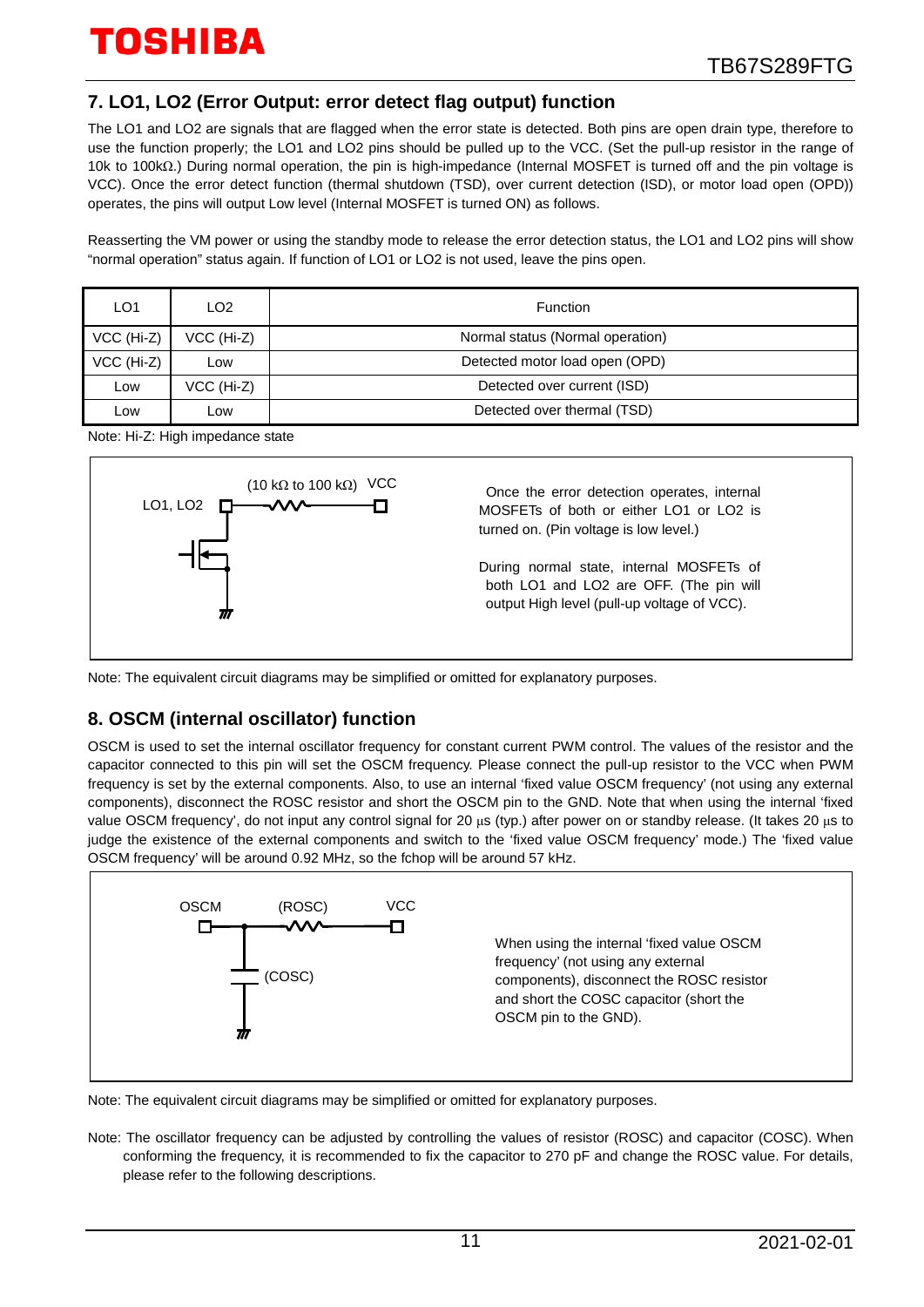## 7. LO1, LO2 (Error Output: error detect flag output) function

The LO1 and LO2 are signals that are flagged when the error state is detected. Both pins are open drain type, therefore to use the function properly; the LO1 and LO2 pins should be pulled up to the VCC. (Set the pull-up resistor in the range of 10k to 100kΩ.) During normal operation, the pin is high-impedance (Internal MOSFET is turned off and the pin voltage is VCC). Once the error detect function (thermal shutdown (TSD), over current detection (ISD), or motor load open (OPD)) operates, the pins will output Low level (Internal MOSFET is turned ON) as follows.

Reasserting the VM power or using the standby mode to release the error detection status, the LO1 and LO2 pins will show "normal operation" status again. If function of LO1 or LO2 is not used, leave the pins open.

| LO1 | LO2 | Function |
|---|---|---|
| VCC (Hi-Z) | VCC (Hi-Z) | Normal status (Normal operation) |
| VCC (Hi-Z) | Low | Detected motor load open (OPD) |
| Low | VCC (Hi-Z) | Detected over current (ISD) |
| Low | Low | Detected over thermal (TSD) |

Note: Hi-Z: High impedance state

LO1, LO2 (10 kΩ to 100 kΩ) VCC

Once the error detection operates, internal MOSFETs of both or either LO1 or LO2 is turned on. (Pin voltage is low level.)

During normal state, internal MOSFETs of both LO1 and LO2 are OFF. (The pin will output High level (pull-up voltage of VCC).

Note: The equivalent circuit diagrams may be simplified or omitted for explanatory purposes.

## 8. OSCM (internal oscillator) function

OSCM is used to set the internal oscillator frequency for constant current PWM control. The values of the resistor and the capacitor connected to this pin will set the OSCM frequency. Please connect the pull-up resistor to the VCC when PWM frequency is set by the external components. Also, to use an internal 'fixed value OSCM frequency' (not using any external components), disconnect the ROSC resistor and short the OSCM pin to the GND. Note that when using the internal 'fixed value OSCM frequency', do not input any control signal for 20 μs (typ.) after power on or standby release. (It takes 20 μs to judge the existence of the external components and switch to the 'fixed value OSCM frequency' mode.) The 'fixed value OSCM frequency' will be around 0.92 MHz, so the fchop will be around 57 kHz.

OSCM (ROSC) VCC (COSC)

When using the internal 'fixed value OSCM frequency' (not using any external components), disconnect the ROSC resistor and short the COSC capacitor (short the OSCM pin to the GND).

Note: The equivalent circuit diagrams may be simplified or omitted for explanatory purposes.

Note: The oscillator frequency can be adjusted by controlling the values of resistor (ROSC) and capacitor (COSC). When conforming the frequency, it is recommended to fix the capacitor to 270 pF and change the ROSC value. For details, please refer to the following descriptions.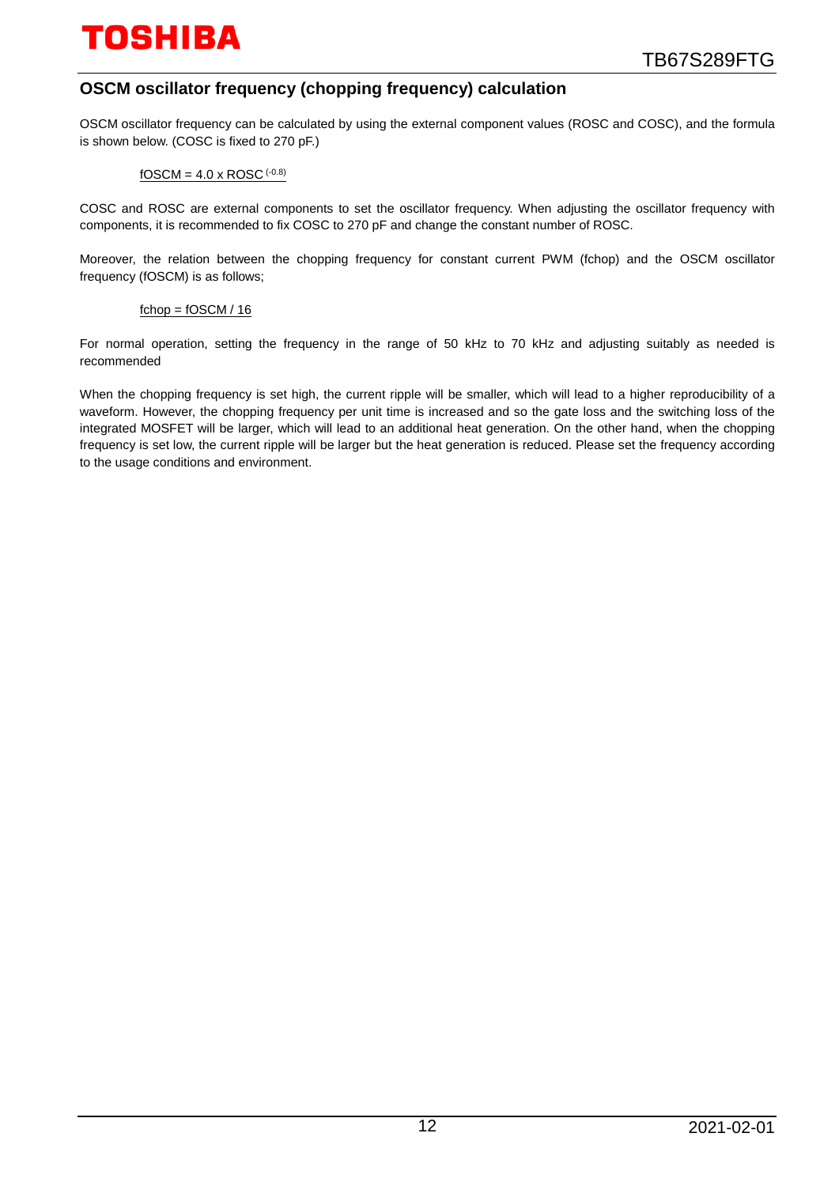## OSCM oscillator frequency (chopping frequency) calculation

OSCM oscillator frequency can be calculated by using the external component values (ROSC and COSC), and the formula is shown below. (COSC is fixed to 270 pF.)

$$fOSCM = 4.0 \times ROSC^{(-0.8)}$$

COSC and ROSC are external components to set the oscillator frequency. When adjusting the oscillator frequency with components, it is recommended to fix COSC to 270 pF and change the constant number of ROSC.

Moreover, the relation between the chopping frequency for constant current PWM (fchop) and the OSCM oscillator frequency (fOSCM) is as follows;

$$fchop = fOSCM / 16$$

For normal operation, setting the frequency in the range of 50 kHz to 70 kHz and adjusting suitably as needed is recommended

When the chopping frequency is set high, the current ripple will be smaller, which will lead to a higher reproducibility of a waveform. However, the chopping frequency per unit time is increased and so the gate loss and the switching loss of the integrated MOSFET will be larger, which will lead to an additional heat generation. On the other hand, when the chopping frequency is set low, the current ripple will be larger but the heat generation is reduced. Please set the frequency according to the usage conditions and environment.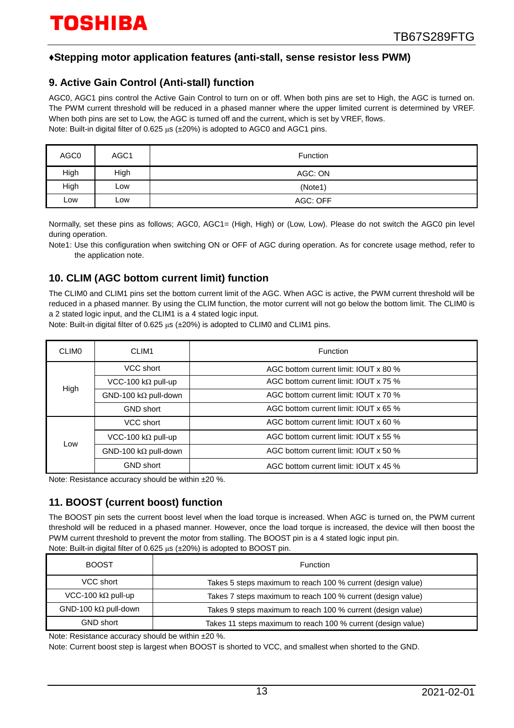## ♦Stepping motor application features (anti-stall, sense resistor less PWM)

### 9. Active Gain Control (Anti-stall) function

AGC0, AGC1 pins control the Active Gain Control to turn on or off. When both pins are set to High, the AGC is turned on. The PWM current threshold will be reduced in a phased manner where the upper limited current is determined by VREF. When both pins are set to Low, the AGC is turned off and the current, which is set by VREF, flows.
Note: Built-in digital filter of 0.625 μs (±20%) is adopted to AGC0 and AGC1 pins.

| AGC0 | AGC1 | Function |
|---|---|---|
| High | High | AGC: ON |
| High | Low | (Note1) |
| Low | Low | AGC: OFF |

Normally, set these pins as follows; AGC0, AGC1= (High, High) or (Low, Low). Please do not switch the AGC0 pin level during operation.

Note1: Use this configuration when switching ON or OFF of AGC during operation. As for concrete usage method, refer to the application note.

### 10. CLIM (AGC bottom current limit) function

The CLIM0 and CLIM1 pins set the bottom current limit of the AGC. When AGC is active, the PWM current threshold will be reduced in a phased manner. By using the CLIM function, the motor current will not go below the bottom limit. The CLIM0 is a 2 stated logic input, and the CLIM1 is a 4 stated logic input.
Note: Built-in digital filter of 0.625 μs (±20%) is adopted to CLIM0 and CLIM1 pins.

| CLIM0 | CLIM1 | Function |
|---|---|---|
| High | VCC short | AGC bottom current limit: IOUT x 80 % |
| | VCC-100 kΩ pull-up | AGC bottom current limit: IOUT x 75 % |
| | GND-100 kΩ pull-down | AGC bottom current limit: IOUT x 70 % |
| | GND short | AGC bottom current limit: IOUT x 65 % |
| Low | VCC short | AGC bottom current limit: IOUT x 60 % |
| | VCC-100 kΩ pull-up | AGC bottom current limit: IOUT x 55 % |
| | GND-100 kΩ pull-down | AGC bottom current limit: IOUT x 50 % |
| | GND short | AGC bottom current limit: IOUT x 45 % |

Note: Resistance accuracy should be within ±20 %.

### 11. BOOST (current boost) function

The BOOST pin sets the current boost level when the load torque is increased. When AGC is turned on, the PWM current threshold will be reduced in a phased manner. However, once the load torque is increased, the device will then boost the PWM current threshold to prevent the motor from stalling. The BOOST pin is a 4 stated logic input pin.
Note: Built-in digital filter of 0.625 μs (±20%) is adopted to BOOST pin.

| BOOST | Function |
|---|---|
| VCC short | Takes 5 steps maximum to reach 100 % current (design value) |
| VCC-100 kΩ pull-up | Takes 7 steps maximum to reach 100 % current (design value) |
| GND-100 kΩ pull-down | Takes 9 steps maximum to reach 100 % current (design value) |
| GND short | Takes 11 steps maximum to reach 100 % current (design value) |

Note: Resistance accuracy should be within ±20 %.
Note: Current boost step is largest when BOOST is shorted to VCC, and smallest when shorted to the GND.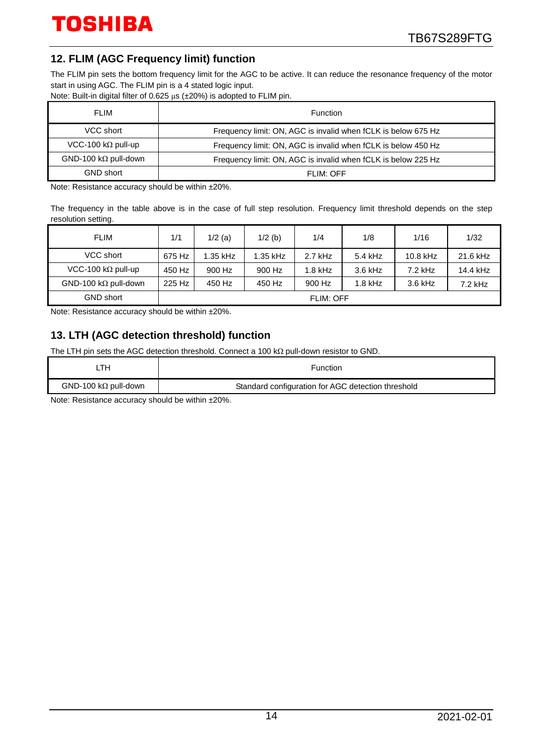## 12. FLIM (AGC Frequency limit) function

The FLIM pin sets the bottom frequency limit for the AGC to be active. It can reduce the resonance frequency of the motor start in using AGC. The FLIM pin is a 4 stated logic input.
Note: Built-in digital filter of 0.625 μs (±20%) is adopted to FLIM pin.

| FLIM | Function |
|---|---|
| VCC short | Frequency limit: ON, AGC is invalid when fCLK is below 675 Hz |
| VCC-100 kΩ pull-up | Frequency limit: ON, AGC is invalid when fCLK is below 450 Hz |
| GND-100 kΩ pull-down | Frequency limit: ON, AGC is invalid when fCLK is below 225 Hz |
| GND short | FLIM: OFF |

Note: Resistance accuracy should be within ±20%.

The frequency in the table above is in the case of full step resolution. Frequency limit threshold depends on the step resolution setting.

| FLIM | 1/1 | 1/2 (a) | 1/2 (b) | 1/4 | 1/8 | 1/16 | 1/32 |
|---|---|---|---|---|---|---|---|
| VCC short | 675 Hz | 1.35 kHz | 1.35 kHz | 2.7 kHz | 5.4 kHz | 10.8 kHz | 21.6 kHz |
| VCC-100 kΩ pull-up | 450 Hz | 900 Hz | 900 Hz | 1.8 kHz | 3.6 kHz | 7.2 kHz | 14.4 kHz |
| GND-100 kΩ pull-down | 225 Hz | 450 Hz | 450 Hz | 900 Hz | 1.8 kHz | 3.6 kHz | 7.2 kHz |
| GND short | FLIM: OFF | | | | | | |

Note: Resistance accuracy should be within ±20%.

## 13. LTH (AGC detection threshold) function

The LTH pin sets the AGC detection threshold. Connect a 100 kΩ pull-down resistor to GND.

| LTH | Function |
|---|---|
| GND-100 kΩ pull-down | Standard configuration for AGC detection threshold |

Note: Resistance accuracy should be within ±20%.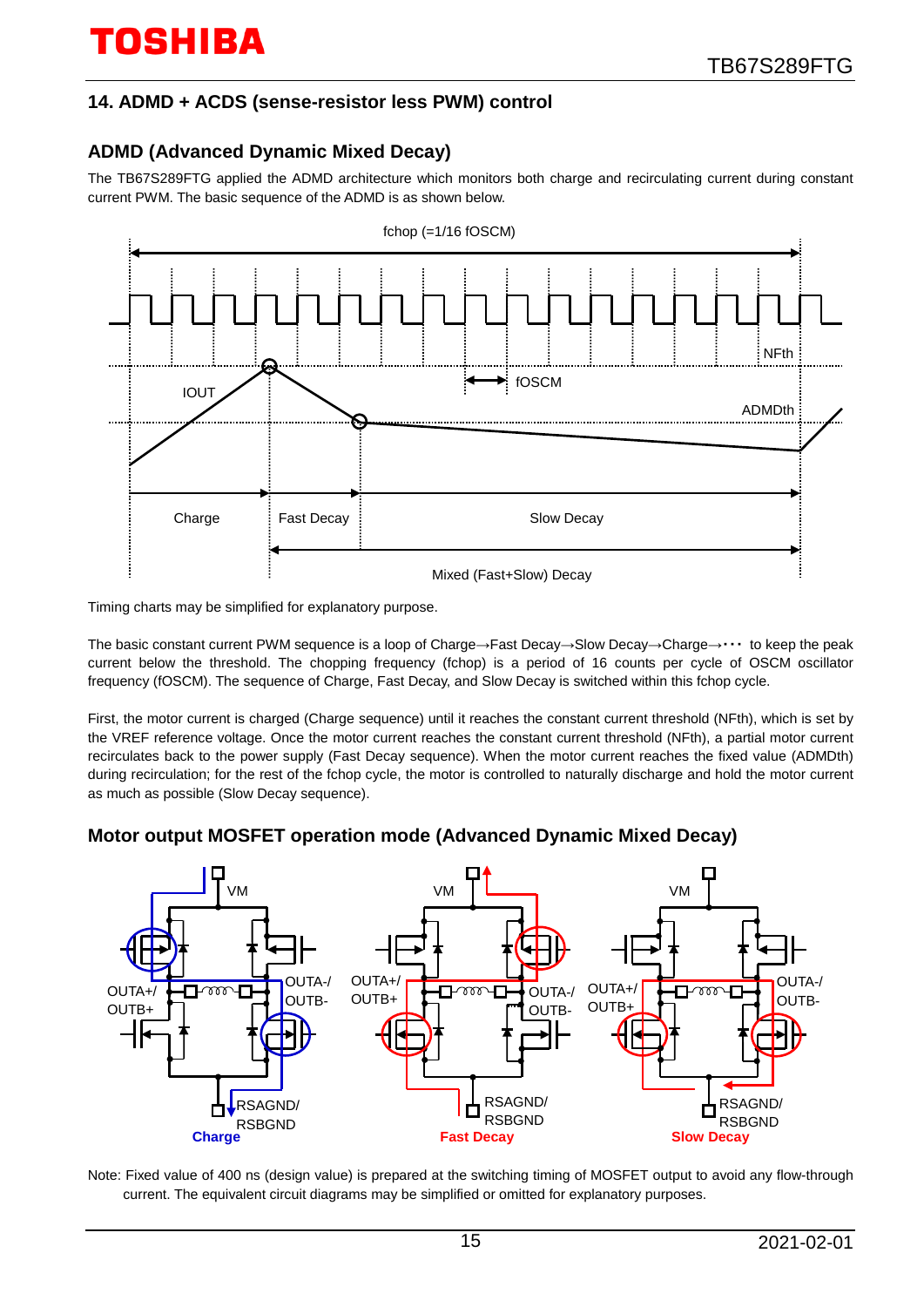## 14. ADMD + ACDS (sense-resistor less PWM) control

### ADMD (Advanced Dynamic Mixed Decay)

The TB67S289FTG applied the ADMD architecture which monitors both charge and recirculating current during constant current PWM. The basic sequence of the ADMD is as shown below.

Timing charts may be simplified for explanatory purpose.

The basic constant current PWM sequence is a loop of Charge→Fast Decay→Slow Decay→Charge→･･･ to keep the peak current below the threshold. The chopping frequency (fchop) is a period of 16 counts per cycle of OSCM oscillator frequency (fOSCM). The sequence of Charge, Fast Decay, and Slow Decay is switched within this fchop cycle.

First, the motor current is charged (Charge sequence) until it reaches the constant current threshold (NFth), which is set by the VREF reference voltage. Once the motor current reaches the constant current threshold (NFth), a partial motor current recirculates back to the power supply (Fast Decay sequence). When the motor current reaches the fixed value (ADMDth) during recirculation; for the rest of the fchop cycle, the motor is controlled to naturally discharge and hold the motor current as much as possible (Slow Decay sequence).

### Motor output MOSFET operation mode (Advanced Dynamic Mixed Decay)

Note: Fixed value of 400 ns (design value) is prepared at the switching timing of MOSFET output to avoid any flow-through current. The equivalent circuit diagrams may be simplified or omitted for explanatory purposes.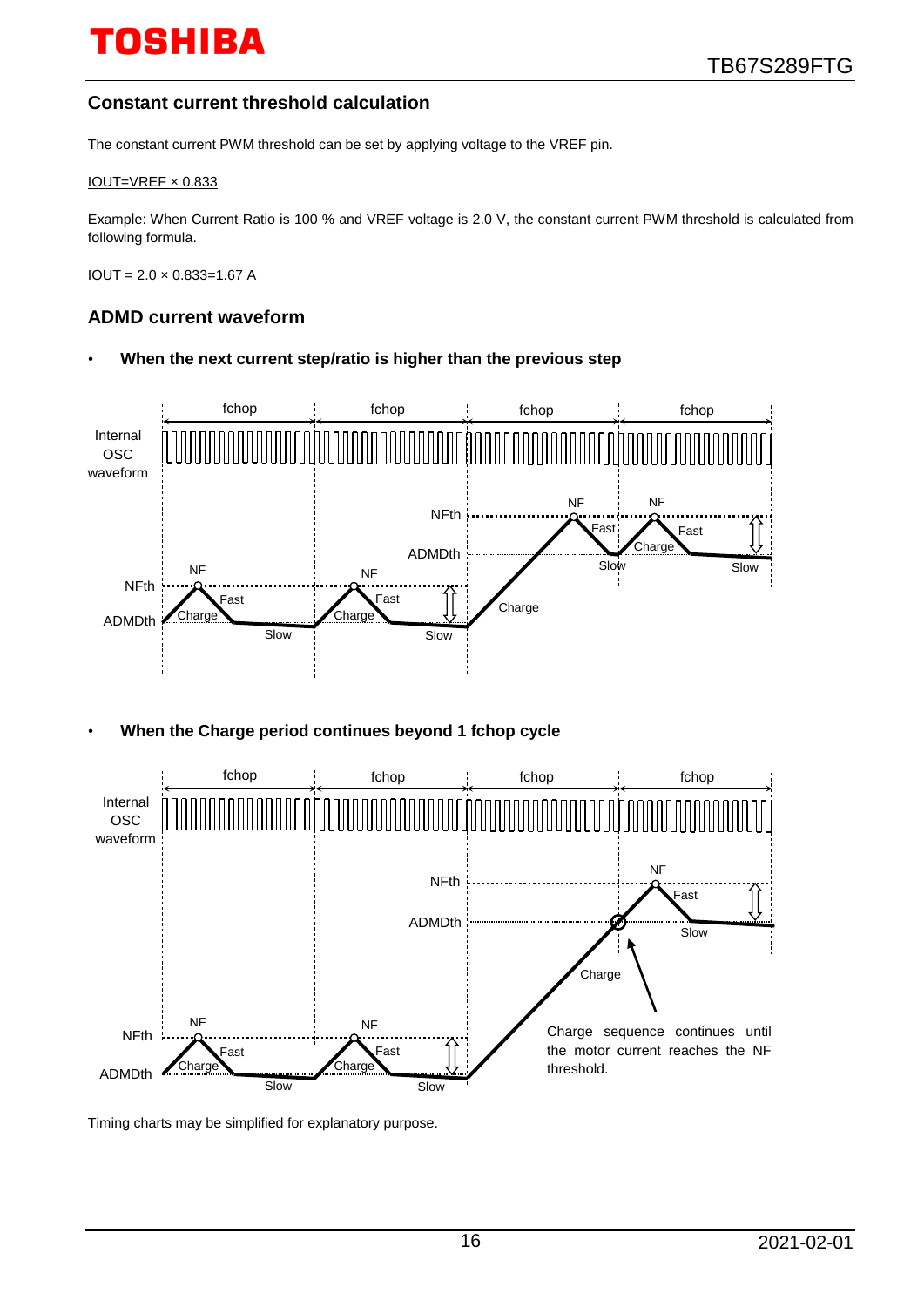## Constant current threshold calculation

The constant current PWM threshold can be set by applying voltage to the VREF pin.

IOUT=VREF × 0.833

Example: When Current Ratio is 100 % and VREF voltage is 2.0 V, the constant current PWM threshold is calculated from following formula.

IOUT = 2.0 × 0.833=1.67 A

## ADMD current waveform

- **When the next current step/ratio is higher than the previous step**

- **When the Charge period continues beyond 1 fchop cycle**

Timing charts may be simplified for explanatory purpose.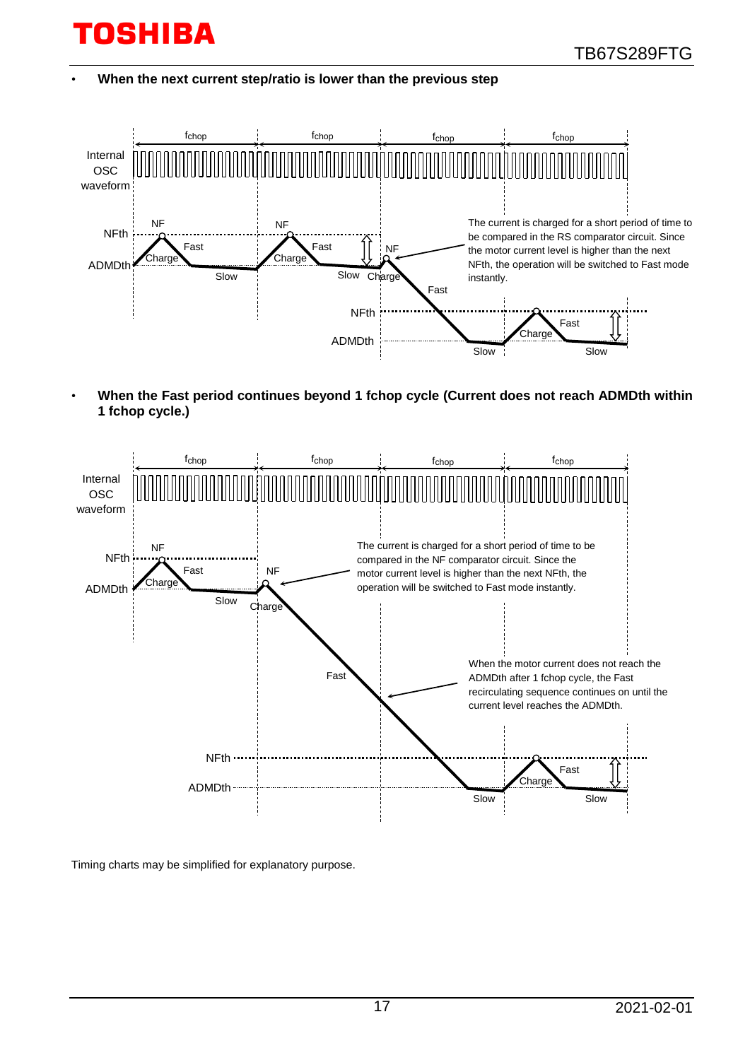- **When the next current step/ratio is lower than the previous step**

The current is charged for a short period of time to be compared in the RS comparator circuit. Since the motor current level is higher than the next NFth, the operation will be switched to Fast mode instantly.

- **When the Fast period continues beyond 1 fchop cycle (Current does not reach ADMDth within 1 fchop cycle.)**

The current is charged for a short period of time to be compared in the NF comparator circuit. Since the motor current level is higher than the next NFth, the operation will be switched to Fast mode instantly.

When the motor current does not reach the ADMDth after 1 fchop cycle, the Fast recirculating sequence continues on until the current level reaches the ADMDth.

Timing charts may be simplified for explanatory purpose.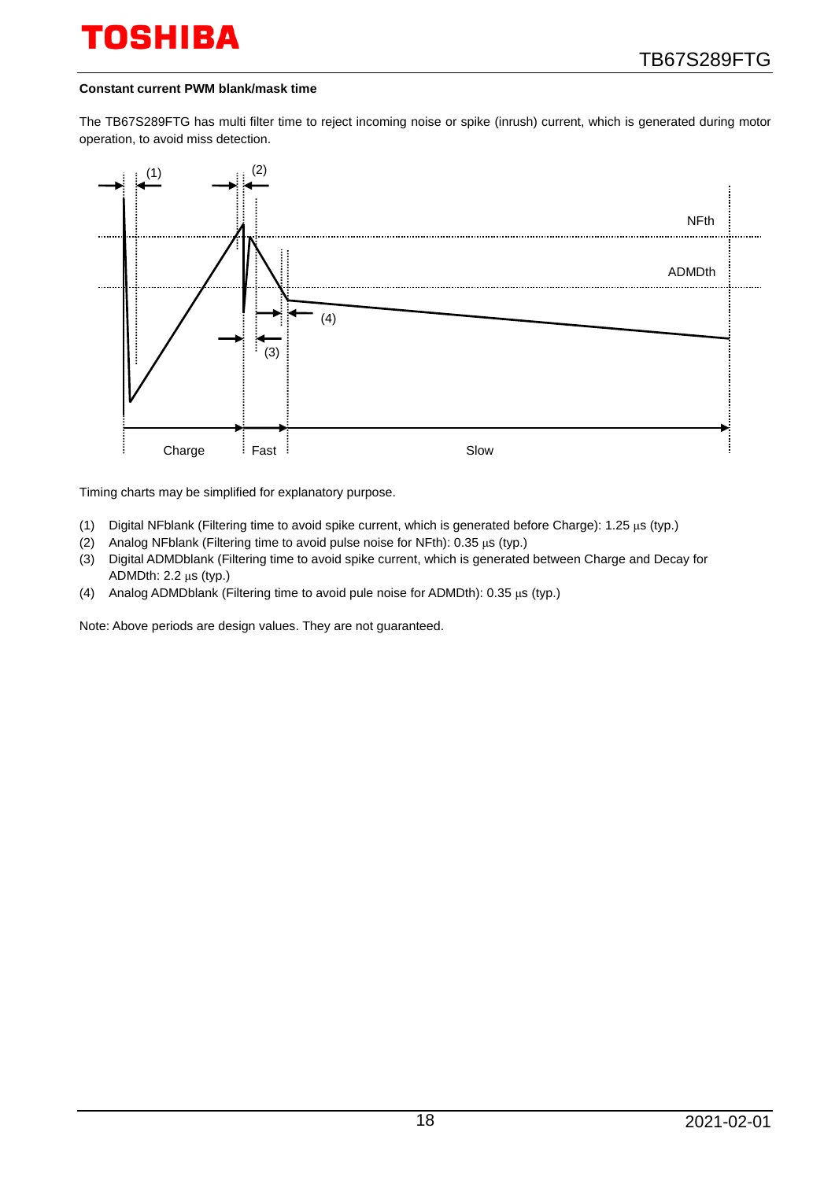**Constant current PWM blank/mask time**

The TB67S289FTG has multi filter time to reject incoming noise or spike (inrush) current, which is generated during motor operation, to avoid miss detection.

Timing charts may be simplified for explanatory purpose.

(1) Digital NFblank (Filtering time to avoid spike current, which is generated before Charge): 1.25 μs (typ.)
(2) Analog NFblank (Filtering time to avoid pulse noise for NFth): 0.35 μs (typ.)
(3) Digital ADMDblank (Filtering time to avoid spike current, which is generated between Charge and Decay for ADMDth: 2.2 μs (typ.)
(4) Analog ADMDblank (Filtering time to avoid pule noise for ADMDth): 0.35 μs (typ.)

Note: Above periods are design values. They are not guaranteed.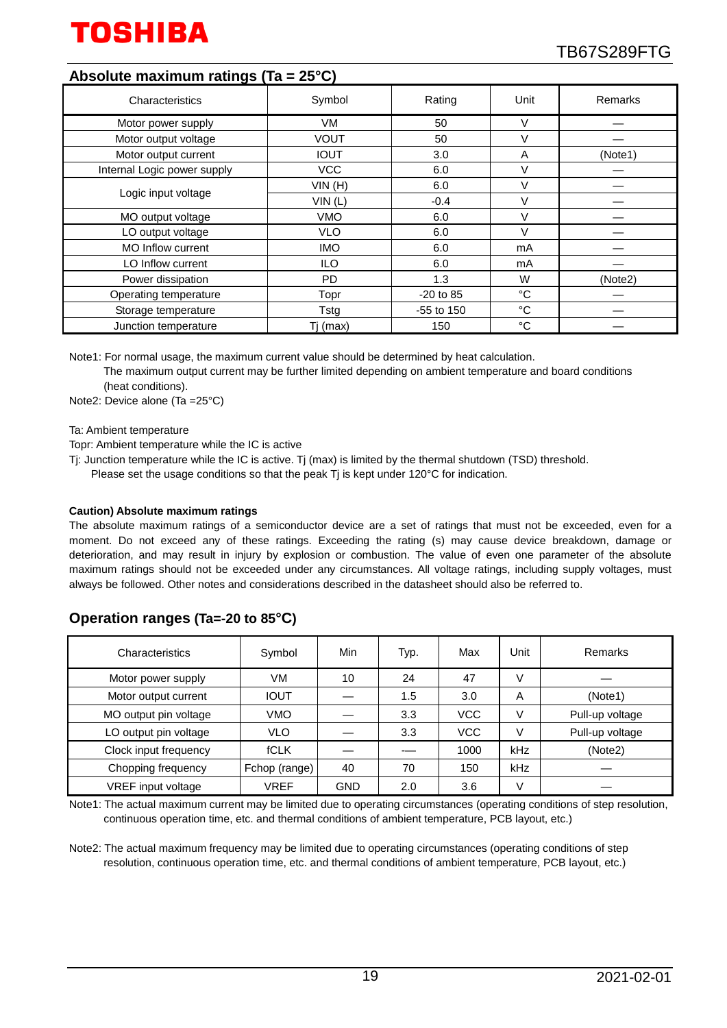## Absolute maximum ratings (Ta = 25°C)

| Characteristics | Symbol | Rating | Unit | Remarks |
|---|---|---|---|---|
| Motor power supply | VM | 50 | V | — |
| Motor output voltage | VOUT | 50 | V | — |
| Motor output current | IOUT | 3.0 | A | (Note1) |
| Internal Logic power supply | VCC | 6.0 | V | — |
| Logic input voltage | VIN (H) | 6.0 | V | — |
| | VIN (L) | -0.4 | V | — |
| MO output voltage | VMO | 6.0 | V | — |
| LO output voltage | VLO | 6.0 | V | — |
| MO Inflow current | IMO | 6.0 | mA | — |
| LO Inflow current | ILO | 6.0 | mA | — |
| Power dissipation | PD | 1.3 | W | (Note2) |
| Operating temperature | Topr | -20 to 85 | °C | — |
| Storage temperature | Tstg | -55 to 150 | °C | — |
| Junction temperature | Tj (max) | 150 | °C | — |

Note1: For normal usage, the maximum current value should be determined by heat calculation.
The maximum output current may be further limited depending on ambient temperature and board conditions (heat conditions).

Note2: Device alone (Ta =25°C)

Ta: Ambient temperature

Topr: Ambient temperature while the IC is active

Tj: Junction temperature while the IC is active. Tj (max) is limited by the thermal shutdown (TSD) threshold.
Please set the usage conditions so that the peak Tj is kept under 120°C for indication.

**Caution) Absolute maximum ratings**

The absolute maximum ratings of a semiconductor device are a set of ratings that must not be exceeded, even for a moment. Do not exceed any of these ratings. Exceeding the rating (s) may cause device breakdown, damage or deterioration, and may result in injury by explosion or combustion. The value of even one parameter of the absolute maximum ratings should not be exceeded under any circumstances. All voltage ratings, including supply voltages, must always be followed. Other notes and considerations described in the datasheet should also be referred to.

## Operation ranges (Ta=-20 to 85°C)

| Characteristics | Symbol | Min | Typ. | Max | Unit | Remarks |
|---|---|---|---|---|---|---|
| Motor power supply | VM | 10 | 24 | 47 | V | — |
| Motor output current | IOUT | — | 1.5 | 3.0 | A | (Note1) |
| MO output pin voltage | VMO | — | 3.3 | VCC | V | Pull-up voltage |
| LO output pin voltage | VLO | — | 3.3 | VCC | V | Pull-up voltage |
| Clock input frequency | fCLK | — | — | 1000 | kHz | (Note2) |
| Chopping frequency | Fchop (range) | 40 | 70 | 150 | kHz | — |
| VREF input voltage | VREF | GND | 2.0 | 3.6 | V | — |

Note1: The actual maximum current may be limited due to operating circumstances (operating conditions of step resolution, continuous operation time, etc. and thermal conditions of ambient temperature, PCB layout, etc.)

Note2: The actual maximum frequency may be limited due to operating circumstances (operating conditions of step resolution, continuous operation time, etc. and thermal conditions of ambient temperature, PCB layout, etc.)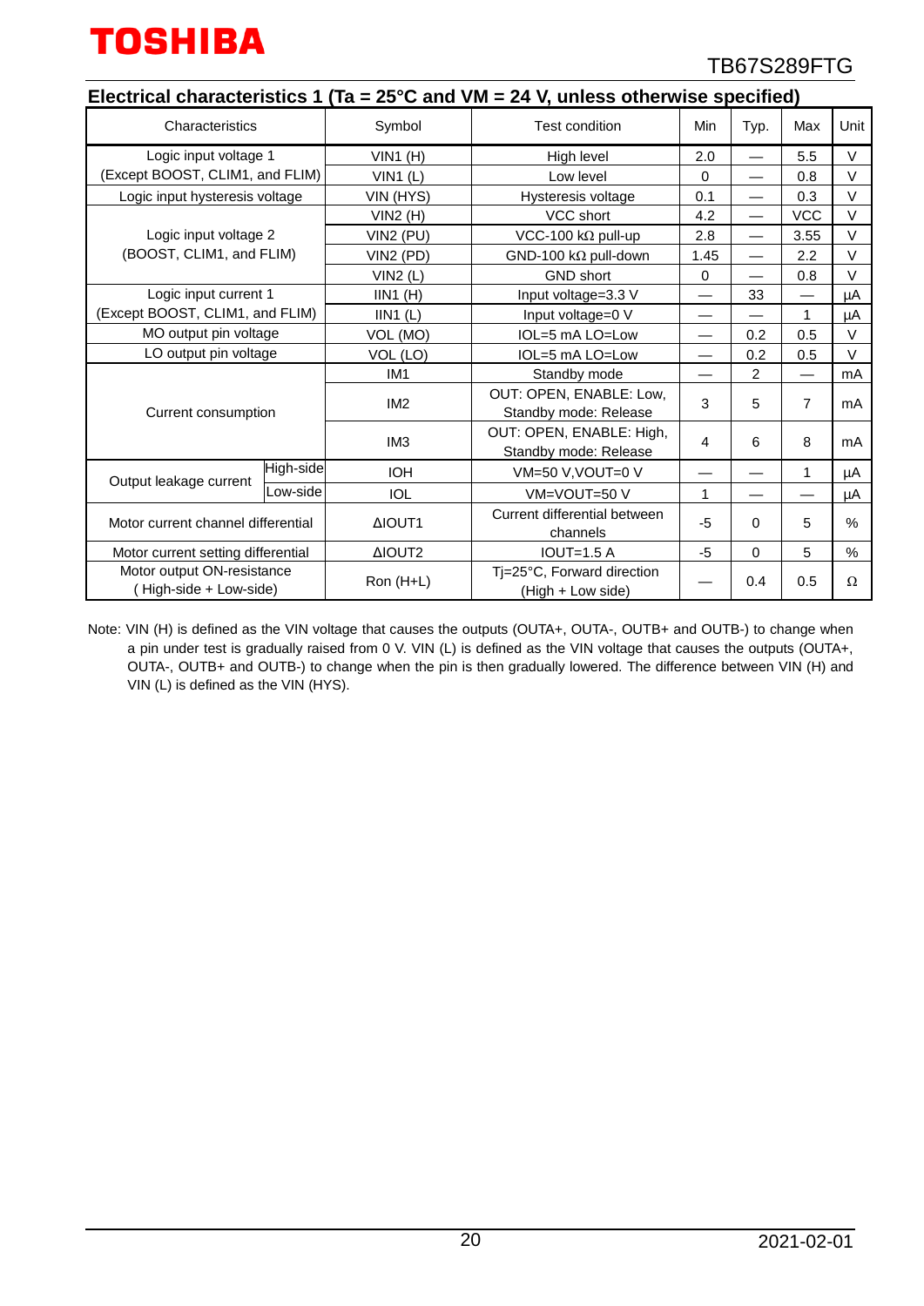## Electrical characteristics 1 (Ta = 25°C and VM = 24 V, unless otherwise specified)

| Characteristics | | Symbol | Test condition | Min | Typ. | Max | Unit |
|---|---|---|---|---|---|---|---|
| Logic input voltage 1 (Except BOOST, CLIM1, and FLIM) | | VIN1 (H) | High level | 2.0 | — | 5.5 | V |
| | | VIN1 (L) | Low level | 0 | — | 0.8 | V |
| Logic input hysteresis voltage | | VIN (HYS) | Hysteresis voltage | 0.1 | — | 0.3 | V |
| Logic input voltage 2 (BOOST, CLIM1, and FLIM) | | VIN2 (H) | VCC short | 4.2 | — | VCC | V |
| | | VIN2 (PU) | VCC-100 kΩ pull-up | 2.8 | — | 3.55 | V |
| | | VIN2 (PD) | GND-100 kΩ pull-down | 1.45 | — | 2.2 | V |
| | | VIN2 (L) | GND short | 0 | — | 0.8 | V |
| Logic input current 1 (Except BOOST, CLIM1, and FLIM) | | IIN1 (H) | Input voltage=3.3 V | — | 33 | — | μA |
| | | IIN1 (L) | Input voltage=0 V | — | — | 1 | μA |
| MO output pin voltage | | VOL (MO) | IOL=5 mA LO=Low | — | 0.2 | 0.5 | V |
| LO output pin voltage | | VOL (LO) | IOL=5 mA LO=Low | — | 0.2 | 0.5 | V |
| Current consumption | | IM1 | Standby mode | — | 2 | — | mA |
| | | IM2 | OUT: OPEN, ENABLE: Low, Standby mode: Release | 3 | 5 | 7 | mA |
| | | IM3 | OUT: OPEN, ENABLE: High, Standby mode: Release | 4 | 6 | 8 | mA |
| Output leakage current | High-side | IOH | VM=50 V,VOUT=0 V | — | — | 1 | μA |
| | Low-side | IOL | VM=VOUT=50 V | 1 | — | — | μA |
| Motor current channel differential | | ΔIOUT1 | Current differential between channels | -5 | 0 | 5 | % |
| Motor current setting differential | | ΔIOUT2 | IOUT=1.5 A | -5 | 0 | 5 | % |
| Motor output ON-resistance ( High-side + Low-side) | | Ron (H+L) | Tj=25°C, Forward direction (High + Low side) | — | 0.4 | 0.5 | Ω |

Note: VIN (H) is defined as the VIN voltage that causes the outputs (OUTA+, OUTA-, OUTB+ and OUTB-) to change when a pin under test is gradually raised from 0 V. VIN (L) is defined as the VIN voltage that causes the outputs (OUTA+, OUTA-, OUTB+ and OUTB-) to change when the pin is then gradually lowered. The difference between VIN (H) and VIN (L) is defined as the VIN (HYS).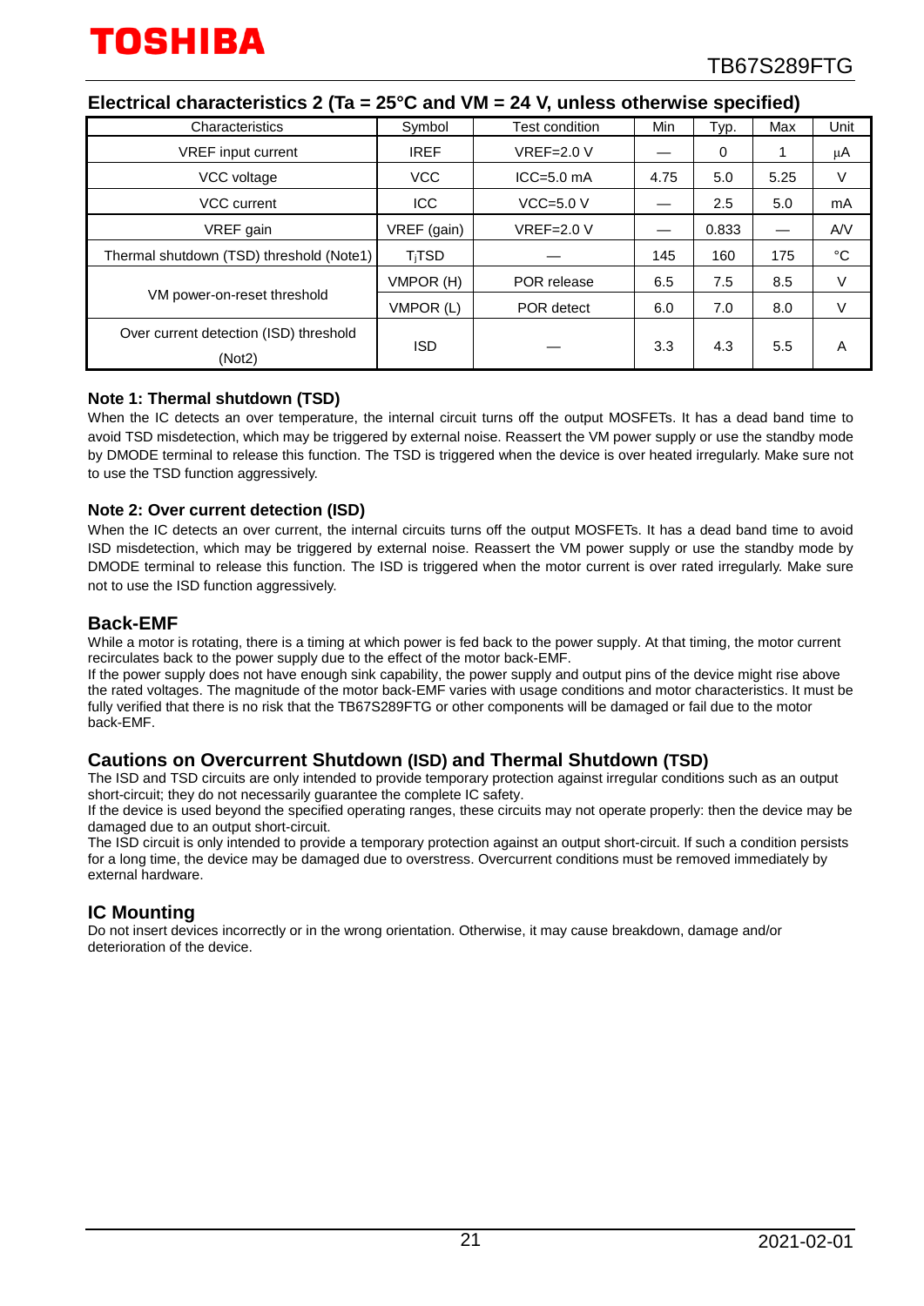## Electrical characteristics 2 (Ta = 25°C and VM = 24 V, unless otherwise specified)

| Characteristics | Symbol | Test condition | Min | Typ. | Max | Unit |
|---|---|---|---|---|---|---|
| VREF input current | IREF | VREF=2.0 V | — | 0 | 1 | μA |
| VCC voltage | VCC | ICC=5.0 mA | 4.75 | 5.0 | 5.25 | V |
| VCC current | ICC | VCC=5.0 V | — | 2.5 | 5.0 | mA |
| VREF gain | VREF (gain) | VREF=2.0 V | — | 0.833 | — | A/V |
| Thermal shutdown (TSD) threshold (Note1) | $T_j$TSD | — | 145 | 160 | 175 | °C |
| VM power-on-reset threshold | VMPOR (H) | POR release | 6.5 | 7.5 | 8.5 | V |
| | VMPOR (L) | POR detect | 6.0 | 7.0 | 8.0 | V |
| Over current detection (ISD) threshold (Not2) | ISD | — | 3.3 | 4.3 | 5.5 | A |

### Note 1: Thermal shutdown (TSD)

When the IC detects an over temperature, the internal circuit turns off the output MOSFETs. It has a dead band time to avoid TSD misdetection, which may be triggered by external noise. Reassert the VM power supply or use the standby mode by DMODE terminal to release this function. The TSD is triggered when the device is over heated irregularly. Make sure not to use the TSD function aggressively.

### Note 2: Over current detection (ISD)

When the IC detects an over current, the internal circuits turns off the output MOSFETs. It has a dead band time to avoid ISD misdetection, which may be triggered by external noise. Reassert the VM power supply or use the standby mode by DMODE terminal to release this function. The ISD is triggered when the motor current is over rated irregularly. Make sure not to use the ISD function aggressively.

## Back-EMF

While a motor is rotating, there is a timing at which power is fed back to the power supply. At that timing, the motor current recirculates back to the power supply due to the effect of the motor back-EMF.
If the power supply does not have enough sink capability, the power supply and output pins of the device might rise above the rated voltages. The magnitude of the motor back-EMF varies with usage conditions and motor characteristics. It must be fully verified that there is no risk that the TB67S289FTG or other components will be damaged or fail due to the motor back-EMF.

## Cautions on Overcurrent Shutdown (ISD) and Thermal Shutdown (TSD)

The ISD and TSD circuits are only intended to provide temporary protection against irregular conditions such as an output short-circuit; they do not necessarily guarantee the complete IC safety.
If the device is used beyond the specified operating ranges, these circuits may not operate properly: then the device may be damaged due to an output short-circuit.
The ISD circuit is only intended to provide a temporary protection against an output short-circuit. If such a condition persists for a long time, the device may be damaged due to overstress. Overcurrent conditions must be removed immediately by external hardware.

## IC Mounting

Do not insert devices incorrectly or in the wrong orientation. Otherwise, it may cause breakdown, damage and/or deterioration of the device.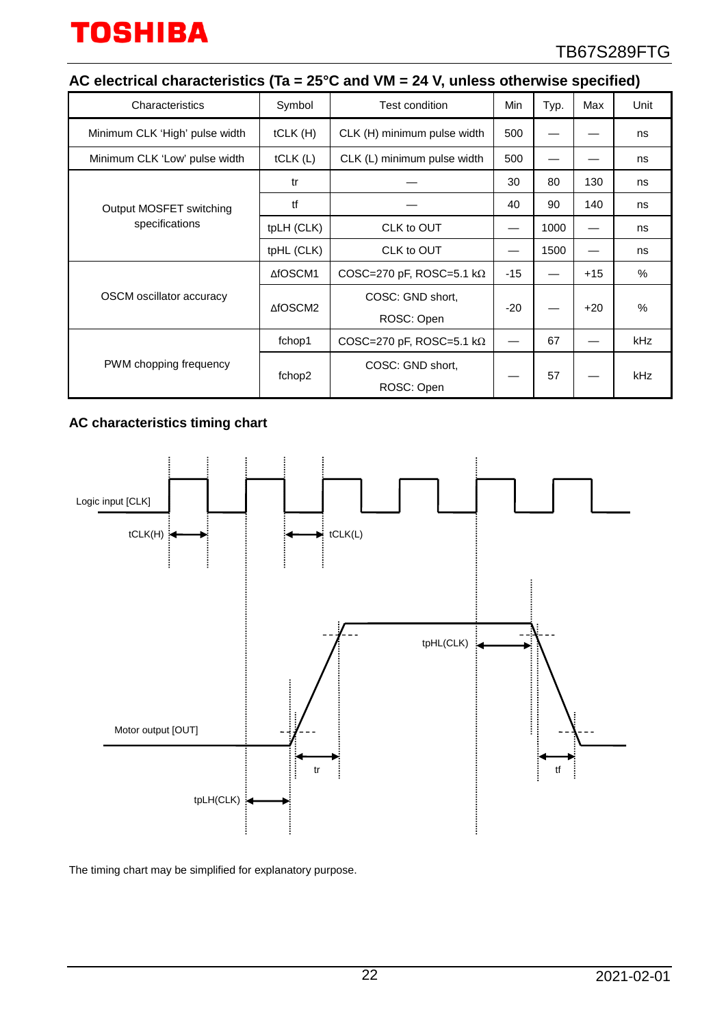## AC electrical characteristics (Ta = 25°C and VM = 24 V, unless otherwise specified)

| Characteristics | Symbol | Test condition | Min | Typ. | Max | Unit |
|---|---|---|---|---|---|---|
| Minimum CLK 'High' pulse width | tCLK (H) | CLK (H) minimum pulse width | 500 | — | — | ns |
| Minimum CLK 'Low' pulse width | tCLK (L) | CLK (L) minimum pulse width | 500 | — | — | ns |
| Output MOSFET switching specifications | tr | — | 30 | 80 | 130 | ns |
| | tf | — | 40 | 90 | 140 | ns |
| | tpLH (CLK) | CLK to OUT | — | 1000 | — | ns |
| | tpHL (CLK) | CLK to OUT | — | 1500 | — | ns |
| OSCM oscillator accuracy | ΔfOSCM1 | COSC=270 pF, ROSC=5.1 kΩ | -15 | — | +15 | % |
| | ΔfOSCM2 | COSC: GND short, ROSC: Open | -20 | — | +20 | % |
| PWM chopping frequency | fchop1 | COSC=270 pF, ROSC=5.1 kΩ | — | 67 | — | kHz |
| | fchop2 | COSC: GND short, ROSC: Open | — | 57 | — | kHz |

### AC characteristics timing chart

Logic input [CLK]

tCLK(H) tCLK(L)

Motor output [OUT]

tpHL(CLK) tr tf tpLH(CLK)

The timing chart may be simplified for explanatory purpose.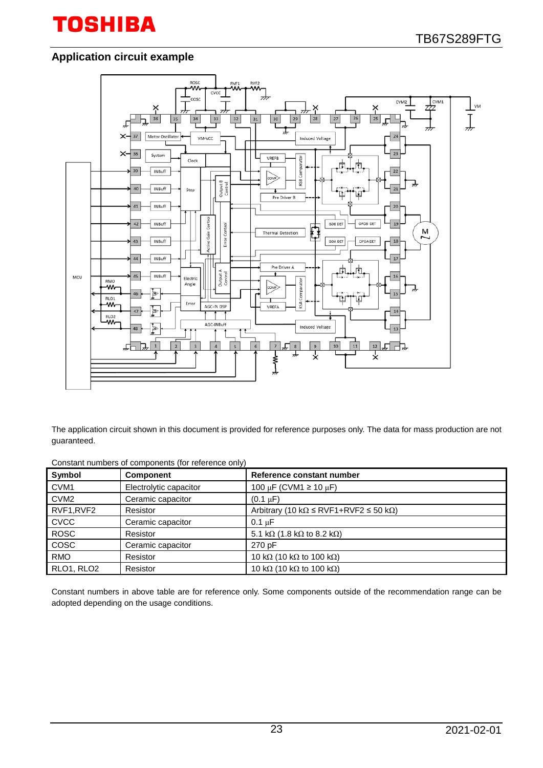## Application circuit example

The application circuit shown in this document is provided for reference purposes only. The data for mass production are not guaranteed.

Constant numbers of components (for reference only)

| Symbol | Component | Reference constant number |
| --- | --- | --- |
| CVM1 | Electrolytic capacitor | 100 μF (CVM1 ≥ 10 μF) |
| CVM2 | Ceramic capacitor | (0.1 μF) |
| RVF1,RVF2 | Resistor | Arbitrary (10 kΩ ≤ RVF1+RVF2 ≤ 50 kΩ) |
| CVCC | Ceramic capacitor | 0.1 μF |
| ROSC | Resistor | 5.1 kΩ (1.8 kΩ to 8.2 kΩ) |
| COSC | Ceramic capacitor | 270 pF |
| RMO | Resistor | 10 kΩ (10 kΩ to 100 kΩ) |
| RLO1, RLO2 | Resistor | 10 kΩ (10 kΩ to 100 kΩ) |

Constant numbers in above table are for reference only. Some components outside of the recommendation range can be adopted depending on the usage conditions.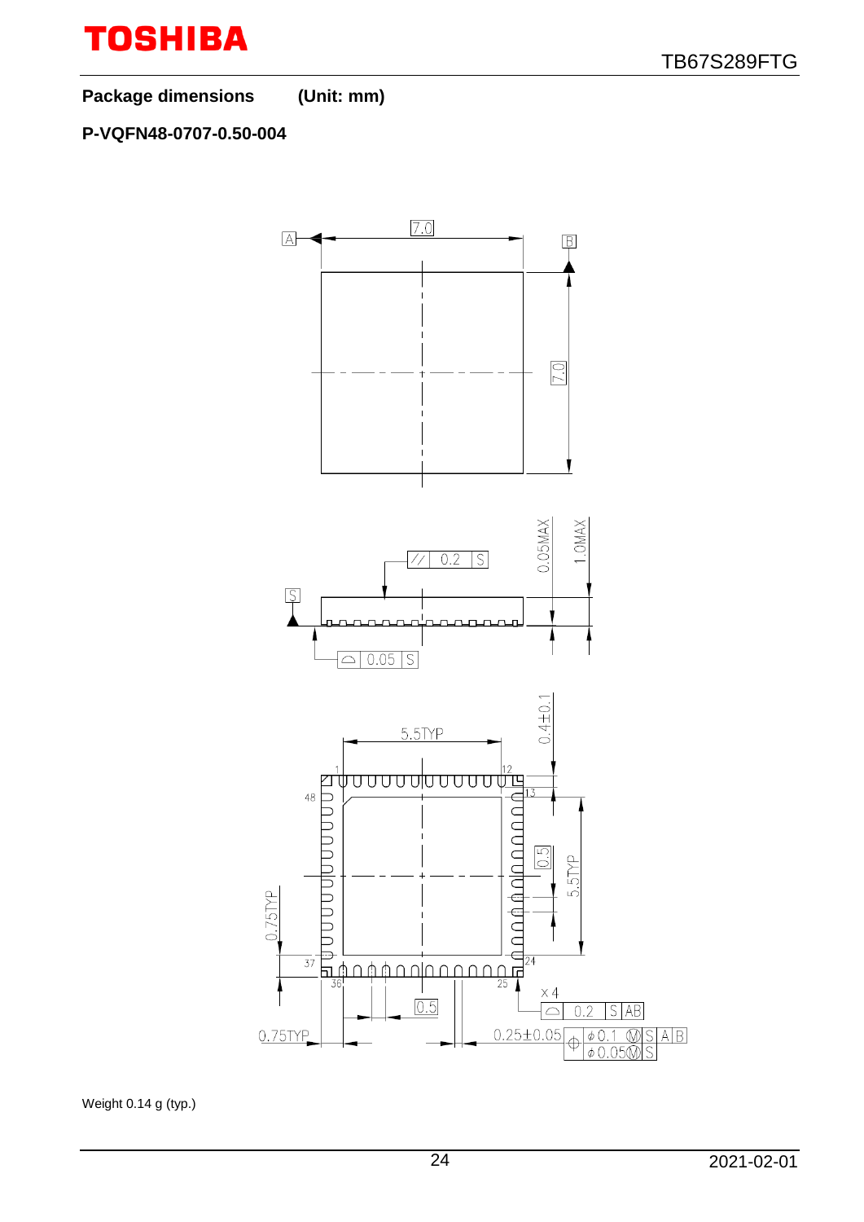**Package dimensions (Unit: mm)**

**P-VQFN48-0707-0.50-004**

Weight 0.14 g (typ.)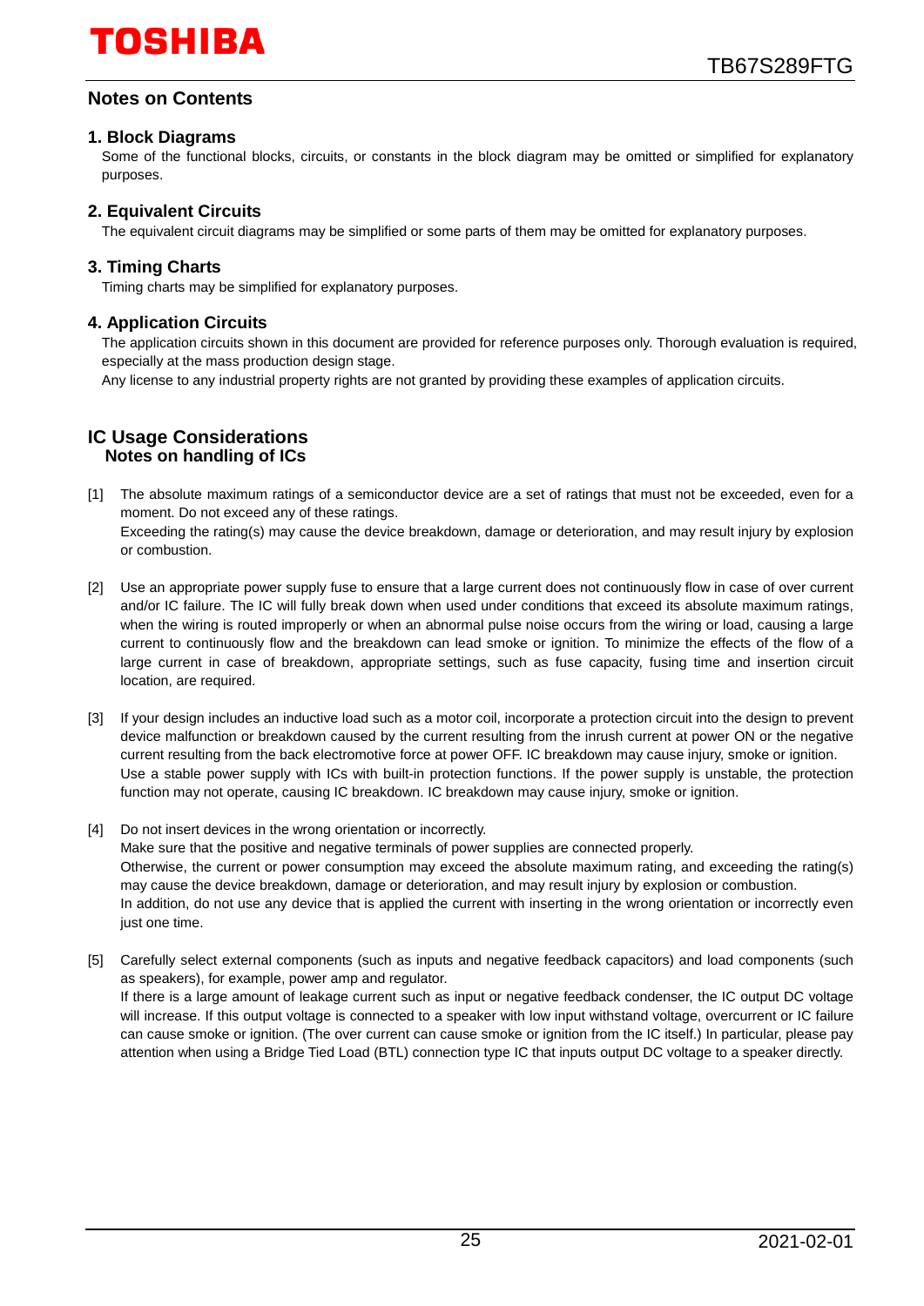## Notes on Contents

### 1. Block Diagrams

Some of the functional blocks, circuits, or constants in the block diagram may be omitted or simplified for explanatory purposes.

### 2. Equivalent Circuits

The equivalent circuit diagrams may be simplified or some parts of them may be omitted for explanatory purposes.

### 3. Timing Charts

Timing charts may be simplified for explanatory purposes.

### 4. Application Circuits

The application circuits shown in this document are provided for reference purposes only. Thorough evaluation is required, especially at the mass production design stage.

Any license to any industrial property rights are not granted by providing these examples of application circuits.

## IC Usage Considerations

### Notes on handling of ICs

[1] The absolute maximum ratings of a semiconductor device are a set of ratings that must not be exceeded, even for a moment. Do not exceed any of these ratings.
Exceeding the rating(s) may cause the device breakdown, damage or deterioration, and may result injury by explosion or combustion.

[2] Use an appropriate power supply fuse to ensure that a large current does not continuously flow in case of over current and/or IC failure. The IC will fully break down when used under conditions that exceed its absolute maximum ratings, when the wiring is routed improperly or when an abnormal pulse noise occurs from the wiring or load, causing a large current to continuously flow and the breakdown can lead smoke or ignition. To minimize the effects of the flow of a large current in case of breakdown, appropriate settings, such as fuse capacity, fusing time and insertion circuit location, are required.

[3] If your design includes an inductive load such as a motor coil, incorporate a protection circuit into the design to prevent device malfunction or breakdown caused by the current resulting from the inrush current at power ON or the negative current resulting from the back electromotive force at power OFF. IC breakdown may cause injury, smoke or ignition.
Use a stable power supply with ICs with built-in protection functions. If the power supply is unstable, the protection function may not operate, causing IC breakdown. IC breakdown may cause injury, smoke or ignition.

[4] Do not insert devices in the wrong orientation or incorrectly.
Make sure that the positive and negative terminals of power supplies are connected properly.
Otherwise, the current or power consumption may exceed the absolute maximum rating, and exceeding the rating(s) may cause the device breakdown, damage or deterioration, and may result injury by explosion or combustion.
In addition, do not use any device that is applied the current with inserting in the wrong orientation or incorrectly even just one time.

[5] Carefully select external components (such as inputs and negative feedback capacitors) and load components (such as speakers), for example, power amp and regulator.
If there is a large amount of leakage current such as input or negative feedback condenser, the IC output DC voltage will increase. If this output voltage is connected to a speaker with low input withstand voltage, overcurrent or IC failure can cause smoke or ignition. (The over current can cause smoke or ignition from the IC itself.) In particular, please pay attention when using a Bridge Tied Load (BTL) connection type IC that inputs output DC voltage to a speaker directly.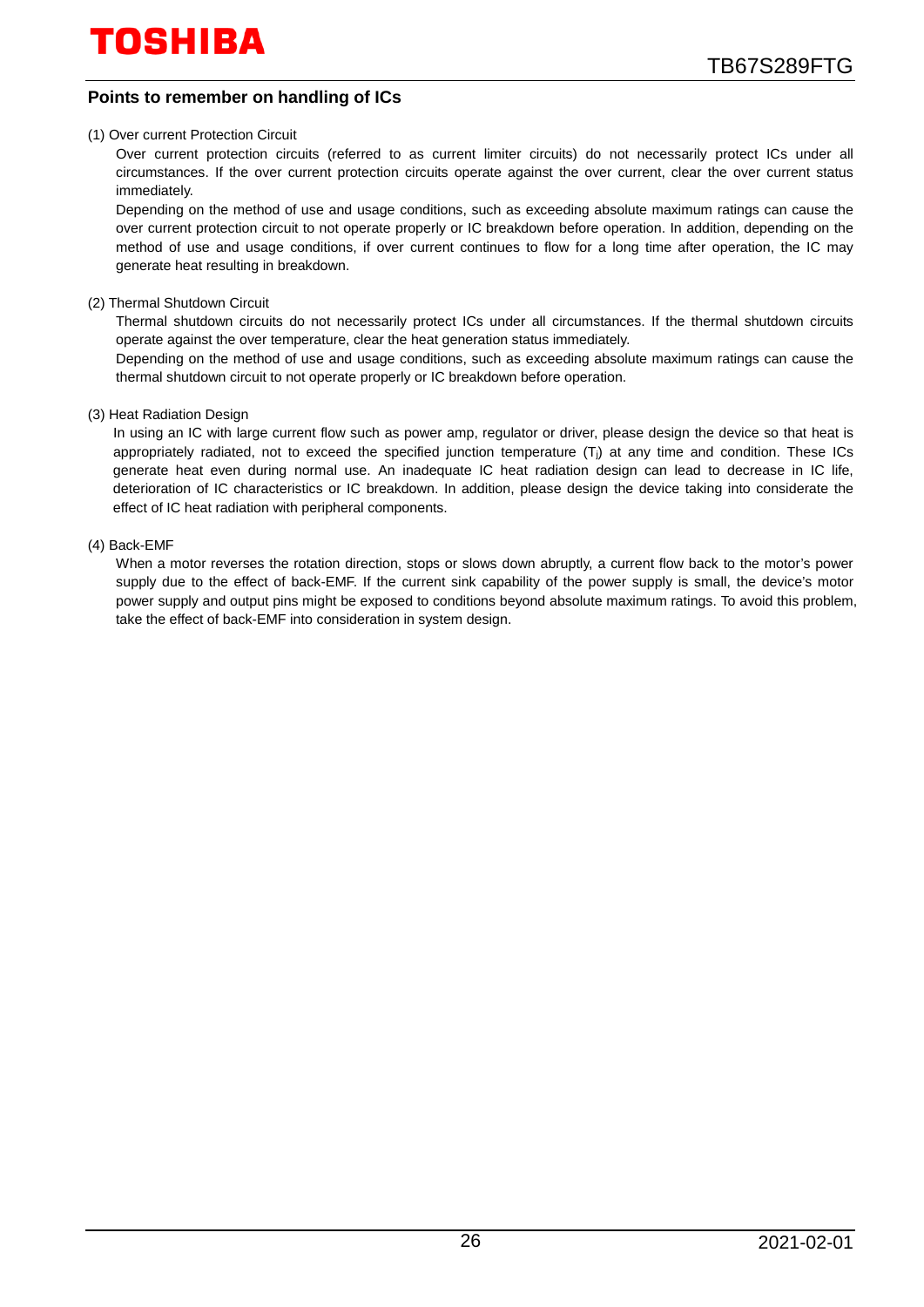## Points to remember on handling of ICs

(1) Over current Protection Circuit

Over current protection circuits (referred to as current limiter circuits) do not necessarily protect ICs under all circumstances. If the over current protection circuits operate against the over current, clear the over current status immediately.

Depending on the method of use and usage conditions, such as exceeding absolute maximum ratings can cause the over current protection circuit to not operate properly or IC breakdown before operation. In addition, depending on the method of use and usage conditions, if over current continues to flow for a long time after operation, the IC may generate heat resulting in breakdown.

(2) Thermal Shutdown Circuit

Thermal shutdown circuits do not necessarily protect ICs under all circumstances. If the thermal shutdown circuits operate against the over temperature, clear the heat generation status immediately.

Depending on the method of use and usage conditions, such as exceeding absolute maximum ratings can cause the thermal shutdown circuit to not operate properly or IC breakdown before operation.

(3) Heat Radiation Design

In using an IC with large current flow such as power amp, regulator or driver, please design the device so that heat is appropriately radiated, not to exceed the specified junction temperature ($T_j$) at any time and condition. These ICs generate heat even during normal use. An inadequate IC heat radiation design can lead to decrease in IC life, deterioration of IC characteristics or IC breakdown. In addition, please design the device taking into considerate the effect of IC heat radiation with peripheral components.

(4) Back-EMF

When a motor reverses the rotation direction, stops or slows down abruptly, a current flow back to the motor's power supply due to the effect of back-EMF. If the current sink capability of the power supply is small, the device's motor power supply and output pins might be exposed to conditions beyond absolute maximum ratings. To avoid this problem, take the effect of back-EMF into consideration in system design.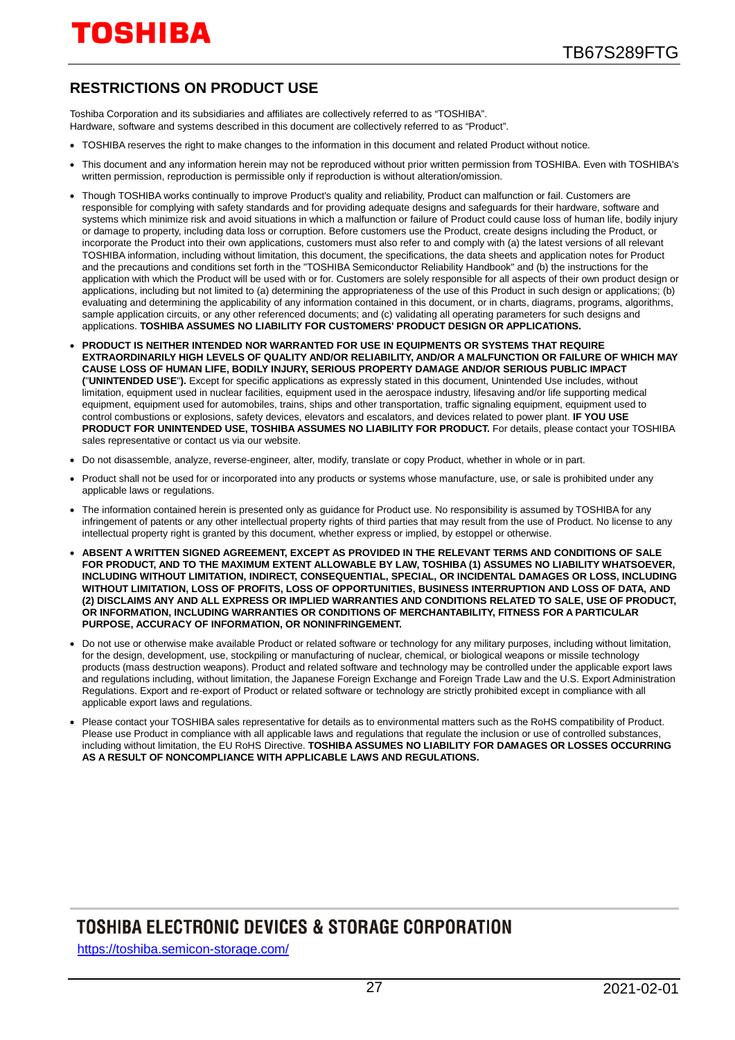## RESTRICTIONS ON PRODUCT USE

Toshiba Corporation and its subsidiaries and affiliates are collectively referred to as "TOSHIBA".
Hardware, software and systems described in this document are collectively referred to as "Product".

- TOSHIBA reserves the right to make changes to the information in this document and related Product without notice.
- This document and any information herein may not be reproduced without prior written permission from TOSHIBA. Even with TOSHIBA's written permission, reproduction is permissible only if reproduction is without alteration/omission.
- Though TOSHIBA works continually to improve Product's quality and reliability, Product can malfunction or fail. Customers are responsible for complying with safety standards and for providing adequate designs and safeguards for their hardware, software and systems which minimize risk and avoid situations in which a malfunction or failure of Product could cause loss of human life, bodily injury or damage to property, including data loss or corruption. Before customers use the Product, create designs including the Product, or incorporate the Product into their own applications, customers must also refer to and comply with (a) the latest versions of all relevant TOSHIBA information, including without limitation, this document, the specifications, the data sheets and application notes for Product and the precautions and conditions set forth in the "TOSHIBA Semiconductor Reliability Handbook" and (b) the instructions for the application with which the Product will be used with or for. Customers are solely responsible for all aspects of their own product design or applications, including but not limited to (a) determining the appropriateness of the use of this Product in such design or applications; (b) evaluating and determining the applicability of any information contained in this document, or in charts, diagrams, programs, algorithms, sample application circuits, or any other referenced documents; and (c) validating all operating parameters for such designs and applications. **TOSHIBA ASSUMES NO LIABILITY FOR CUSTOMERS' PRODUCT DESIGN OR APPLICATIONS.**
- **PRODUCT IS NEITHER INTENDED NOR WARRANTED FOR USE IN EQUIPMENTS OR SYSTEMS THAT REQUIRE EXTRAORDINARILY HIGH LEVELS OF QUALITY AND/OR RELIABILITY, AND/OR A MALFUNCTION OR FAILURE OF WHICH MAY CAUSE LOSS OF HUMAN LIFE, BODILY INJURY, SERIOUS PROPERTY DAMAGE AND/OR SERIOUS PUBLIC IMPACT ("UNINTENDED USE").** Except for specific applications as expressly stated in this document, Unintended Use includes, without limitation, equipment used in nuclear facilities, equipment used in the aerospace industry, lifesaving and/or life supporting medical equipment, equipment used for automobiles, trains, ships and other transportation, traffic signaling equipment, equipment used to control combustions or explosions, safety devices, elevators and escalators, and devices related to power plant. **IF YOU USE PRODUCT FOR UNINTENDED USE, TOSHIBA ASSUMES NO LIABILITY FOR PRODUCT.** For details, please contact your TOSHIBA sales representative or contact us via our website.
- Do not disassemble, analyze, reverse-engineer, alter, modify, translate or copy Product, whether in whole or in part.
- Product shall not be used for or incorporated into any products or systems whose manufacture, use, or sale is prohibited under any applicable laws or regulations.
- The information contained herein is presented only as guidance for Product use. No responsibility is assumed by TOSHIBA for any infringement of patents or any other intellectual property rights of third parties that may result from the use of Product. No license to any intellectual property right is granted by this document, whether express or implied, by estoppel or otherwise.
- **ABSENT A WRITTEN SIGNED AGREEMENT, EXCEPT AS PROVIDED IN THE RELEVANT TERMS AND CONDITIONS OF SALE FOR PRODUCT, AND TO THE MAXIMUM EXTENT ALLOWABLE BY LAW, TOSHIBA (1) ASSUMES NO LIABILITY WHATSOEVER, INCLUDING WITHOUT LIMITATION, INDIRECT, CONSEQUENTIAL, SPECIAL, OR INCIDENTAL DAMAGES OR LOSS, INCLUDING WITHOUT LIMITATION, LOSS OF PROFITS, LOSS OF OPPORTUNITIES, BUSINESS INTERRUPTION AND LOSS OF DATA, AND (2) DISCLAIMS ANY AND ALL EXPRESS OR IMPLIED WARRANTIES AND CONDITIONS RELATED TO SALE, USE OF PRODUCT, OR INFORMATION, INCLUDING WARRANTIES OR CONDITIONS OF MERCHANTABILITY, FITNESS FOR A PARTICULAR PURPOSE, ACCURACY OF INFORMATION, OR NONINFRINGEMENT.**
- Do not use or otherwise make available Product or related software or technology for any military purposes, including without limitation, for the design, development, use, stockpiling or manufacturing of nuclear, chemical, or biological weapons or missile technology products (mass destruction weapons). Product and related software and technology may be controlled under the applicable export laws and regulations including, without limitation, the Japanese Foreign Exchange and Foreign Trade Law and the U.S. Export Administration Regulations. Export and re-export of Product or related software or technology are strictly prohibited except in compliance with all applicable export laws and regulations.
- Please contact your TOSHIBA sales representative for details as to environmental matters such as the RoHS compatibility of Product. Please use Product in compliance with all applicable laws and regulations that regulate the inclusion or use of controlled substances, including without limitation, the EU RoHS Directive. **TOSHIBA ASSUMES NO LIABILITY FOR DAMAGES OR LOSSES OCCURRING AS A RESULT OF NONCOMPLIANCE WITH APPLICABLE LAWS AND REGULATIONS.**

**TOSHIBA ELECTRONIC DEVICES & STORAGE CORPORATION**

https://toshiba.semicon-storage.com/